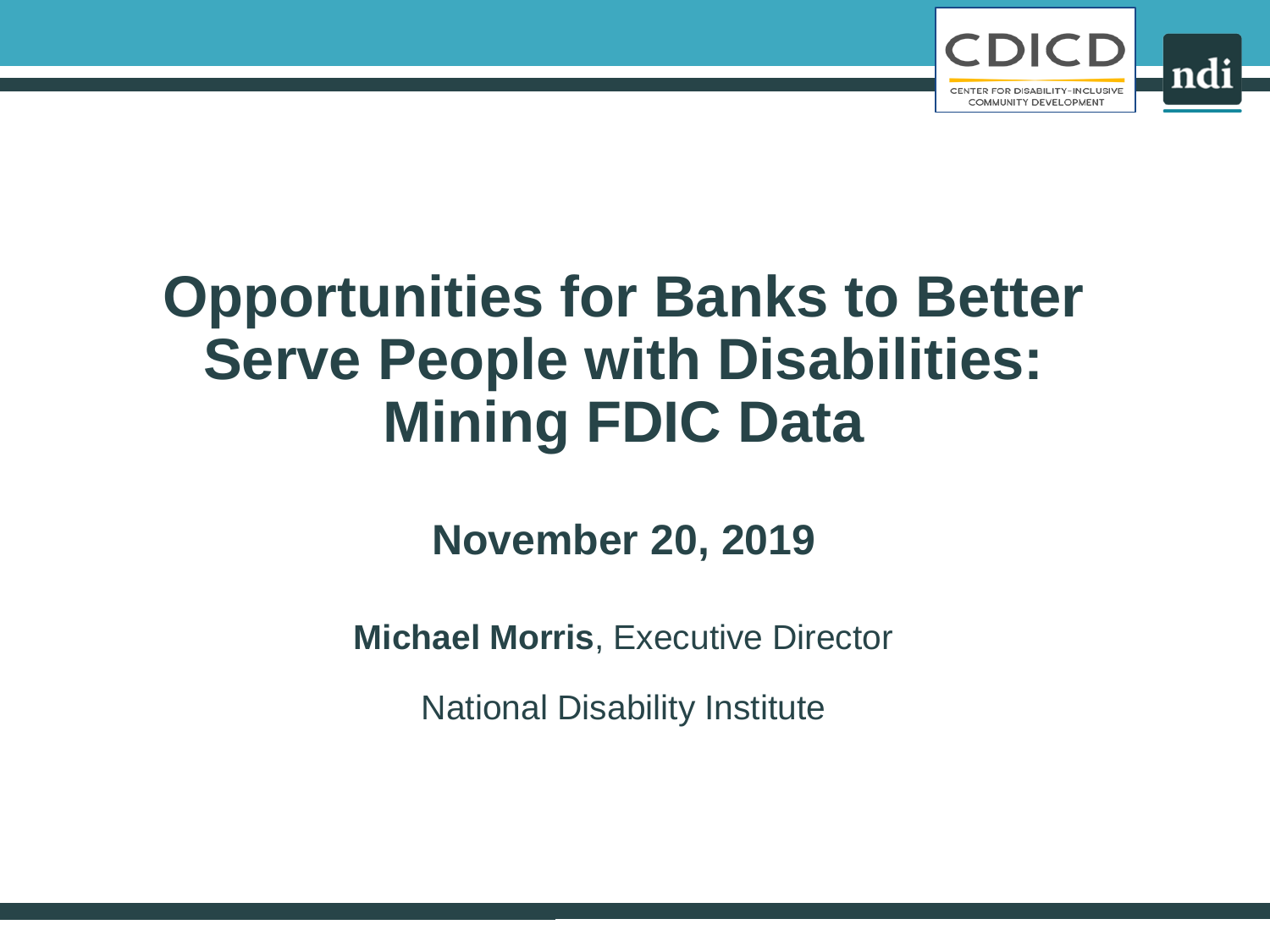# Opportunities for Banks to Better Serve People with Disabilities: Mining FDIC Data

**November 20, 2019**

**Michael Morris**, Executive Director

National Disability Institute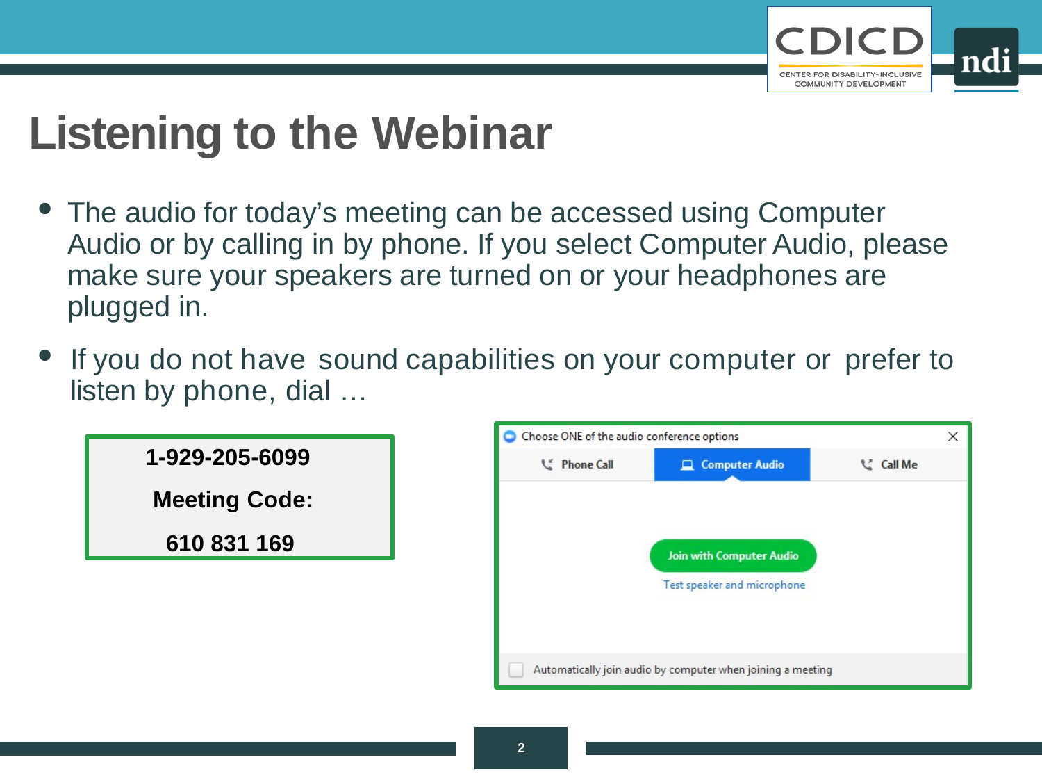# Listening to the Webinar

- The audio for today's meeting can be accessed using Computer Audio or by calling in by phone. If you select Computer Audio, please make sure your speakers are turned on or your headphones are plugged in.
- If you do not have sound capabilities on your computer or prefer to listen by phone, dial …

**1-929-205-6099**

**Meeting Code:**

**610 831 169**

Choose ONE of the audio conference options

Phone Call | Computer Audio | Call Me

Join with Computer Audio

Test speaker and microphone

Automatically join audio by computer when joining a meeting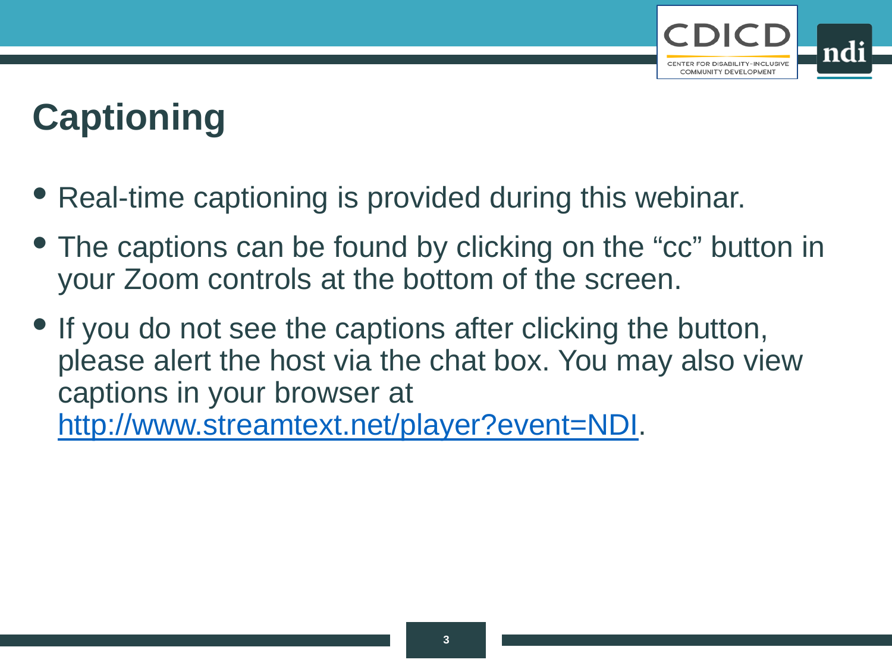# Captioning

- Real-time captioning is provided during this webinar.
- The captions can be found by clicking on the “cc” button in your Zoom controls at the bottom of the screen.
- If you do not see the captions after clicking the button, please alert the host via the chat box. You may also view captions in your browser at [http://www.streamtext.net/player?event=NDI](http://www.streamtext.net/player?event=NDI).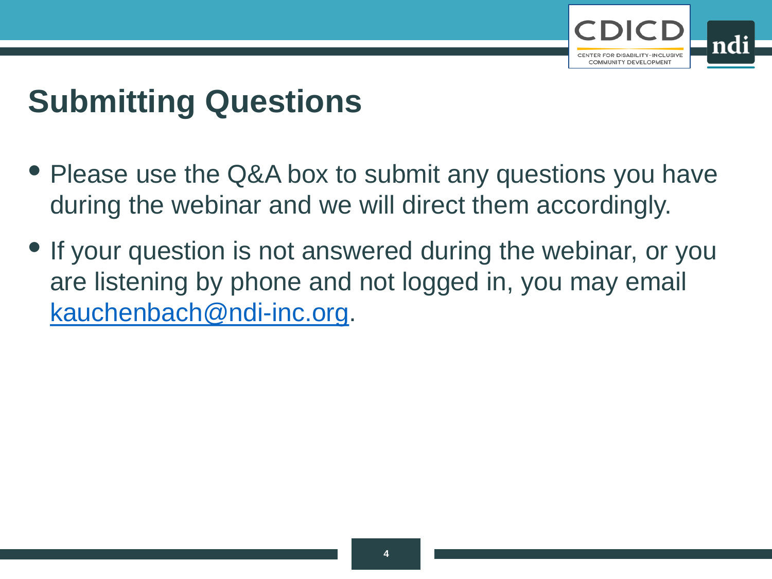# Submitting Questions

- Please use the Q&A box to submit any questions you have during the webinar and we will direct them accordingly.
- If your question is not answered during the webinar, or you are listening by phone and not logged in, you may email kauchenbach@ndi-inc.org.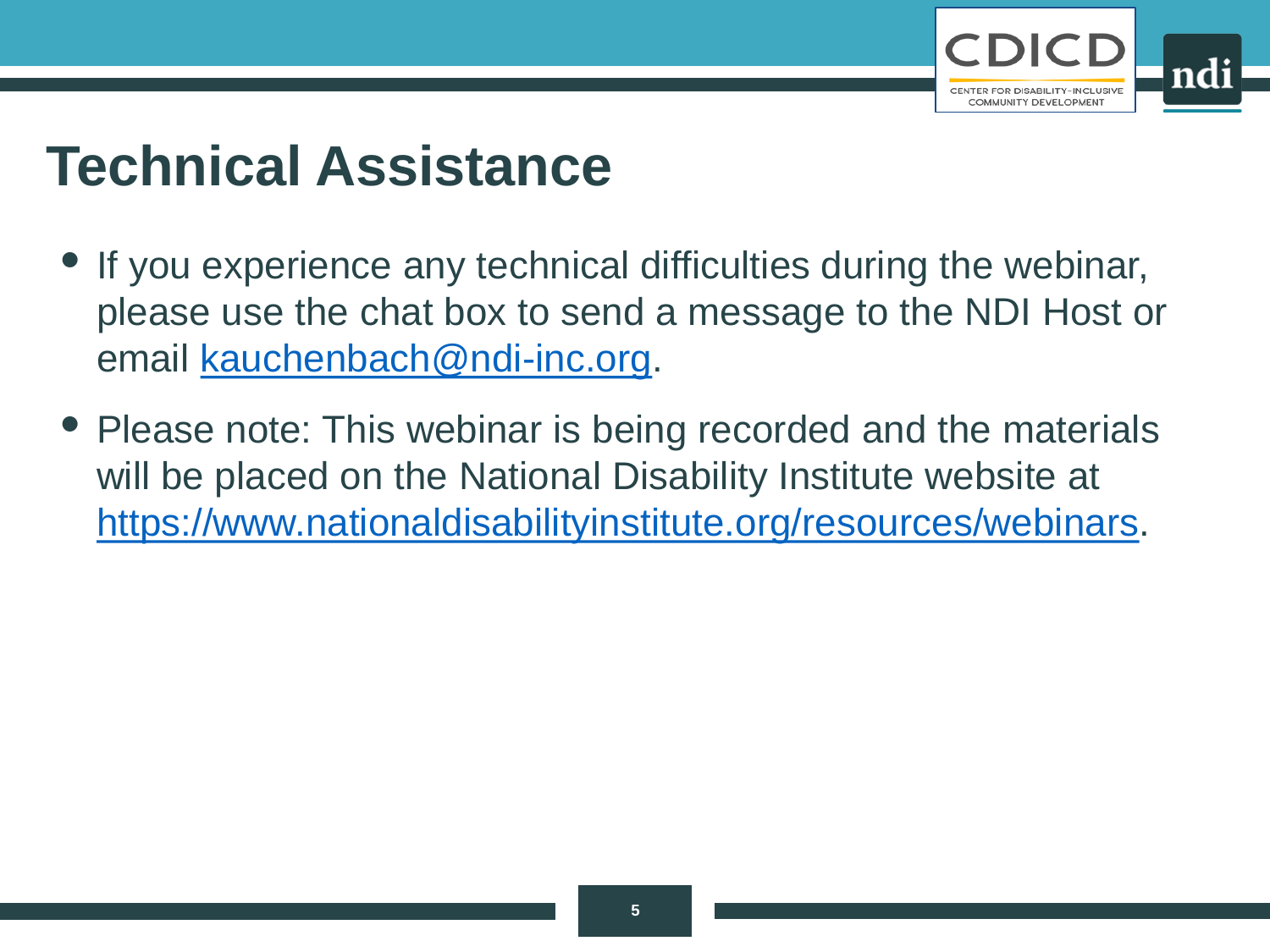# Technical Assistance

- If you experience any technical difficulties during the webinar, please use the chat box to send a message to the NDI Host or email kauchenbach@ndi-inc.org.
- Please note: This webinar is being recorded and the materials will be placed on the National Disability Institute website at https://www.nationaldisabilityinstitute.org/resources/webinars.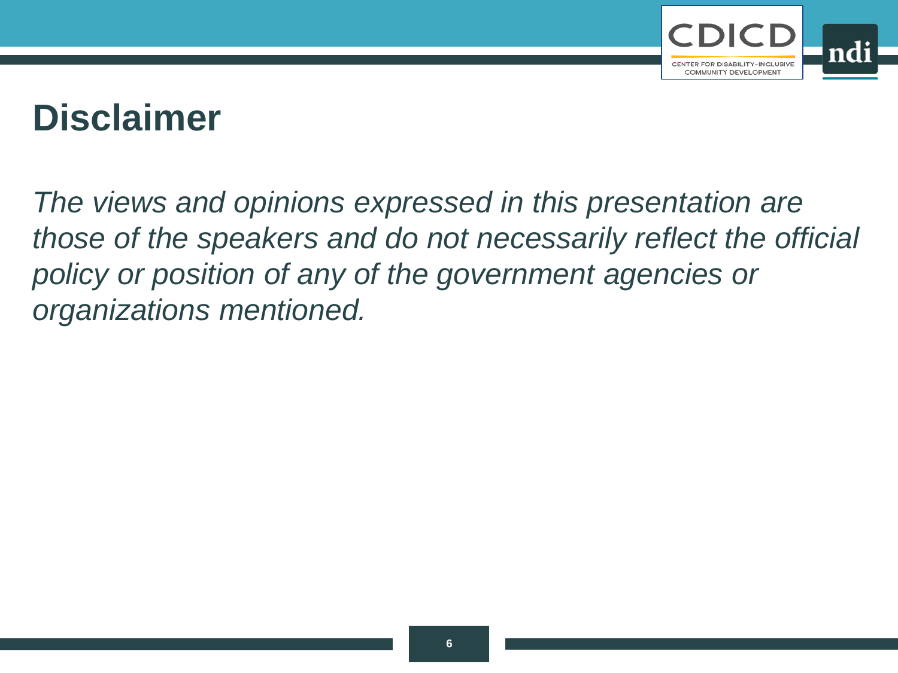# Disclaimer

*The views and opinions expressed in this presentation are those of the speakers and do not necessarily reflect the official policy or position of any of the government agencies or organizations mentioned.*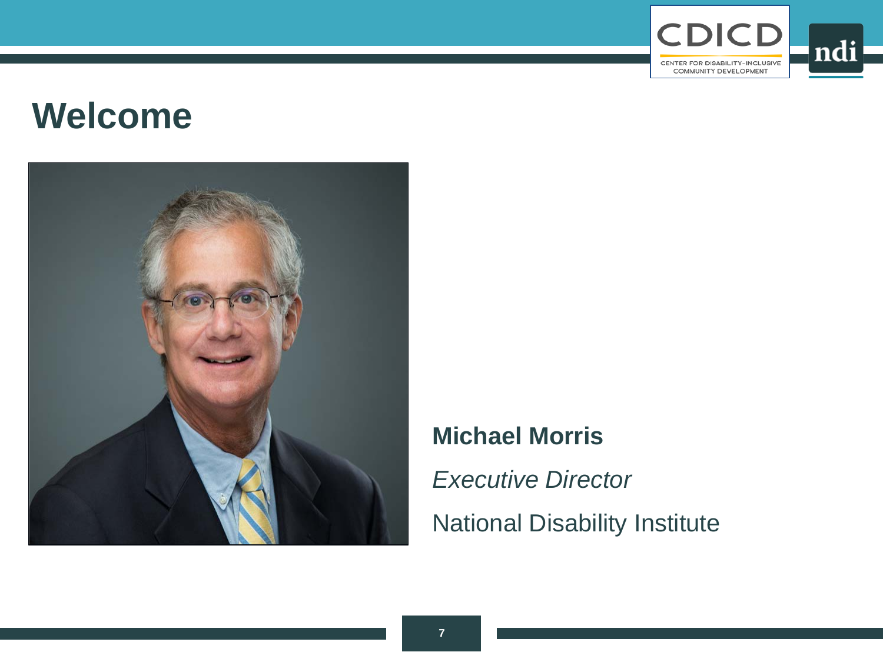# Welcome

**Michael Morris**

*Executive Director*

National Disability Institute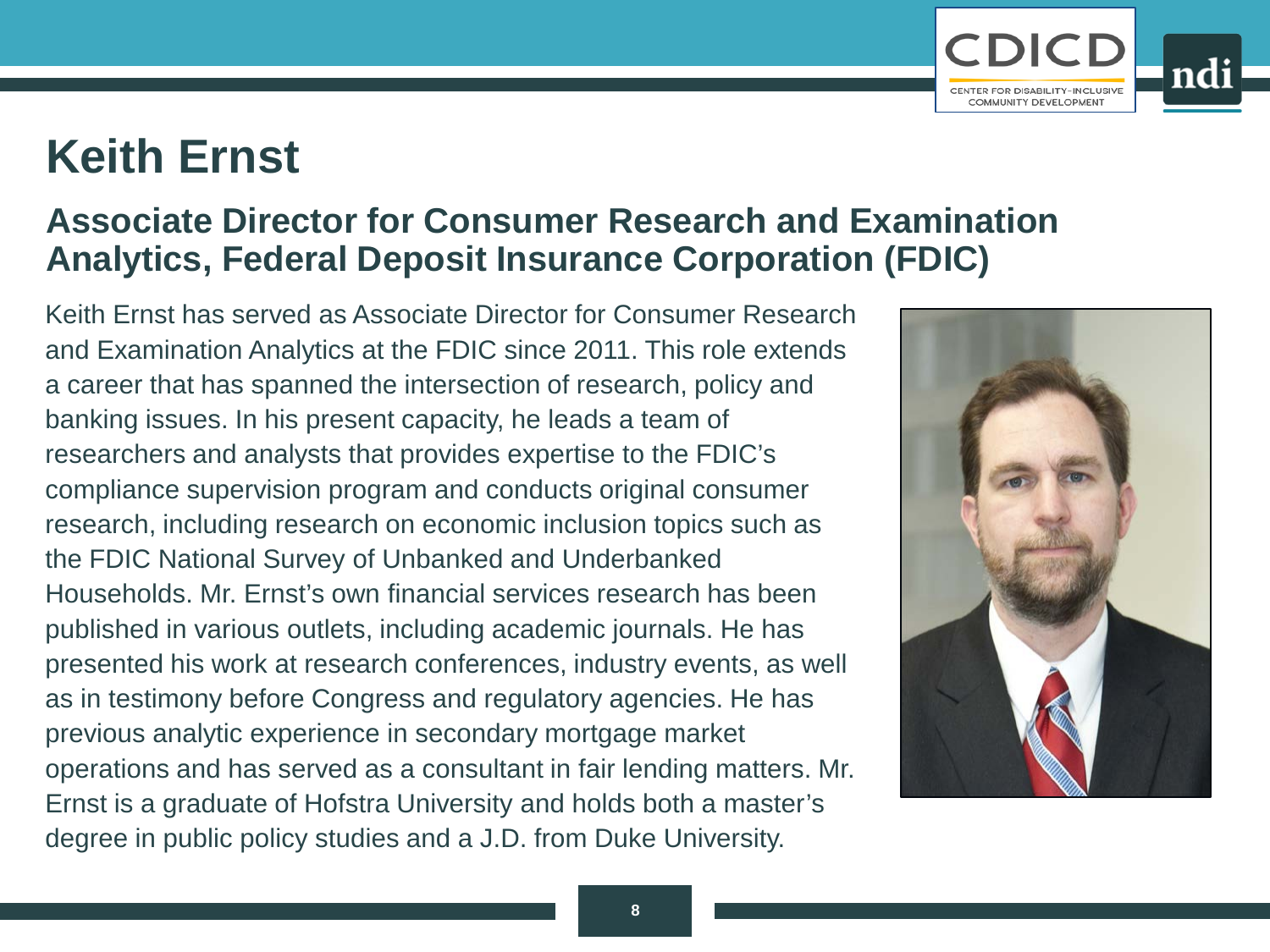# Keith Ernst

## Associate Director for Consumer Research and Examination Analytics, Federal Deposit Insurance Corporation (FDIC)

Keith Ernst has served as Associate Director for Consumer Research and Examination Analytics at the FDIC since 2011. This role extends a career that has spanned the intersection of research, policy and banking issues. In his present capacity, he leads a team of researchers and analysts that provides expertise to the FDIC's compliance supervision program and conducts original consumer research, including research on economic inclusion topics such as the FDIC National Survey of Unbanked and Underbanked Households. Mr. Ernst's own financial services research has been published in various outlets, including academic journals. He has presented his work at research conferences, industry events, as well as in testimony before Congress and regulatory agencies. He has previous analytic experience in secondary mortgage market operations and has served as a consultant in fair lending matters. Mr. Ernst is a graduate of Hofstra University and holds both a master's degree in public policy studies and a J.D. from Duke University.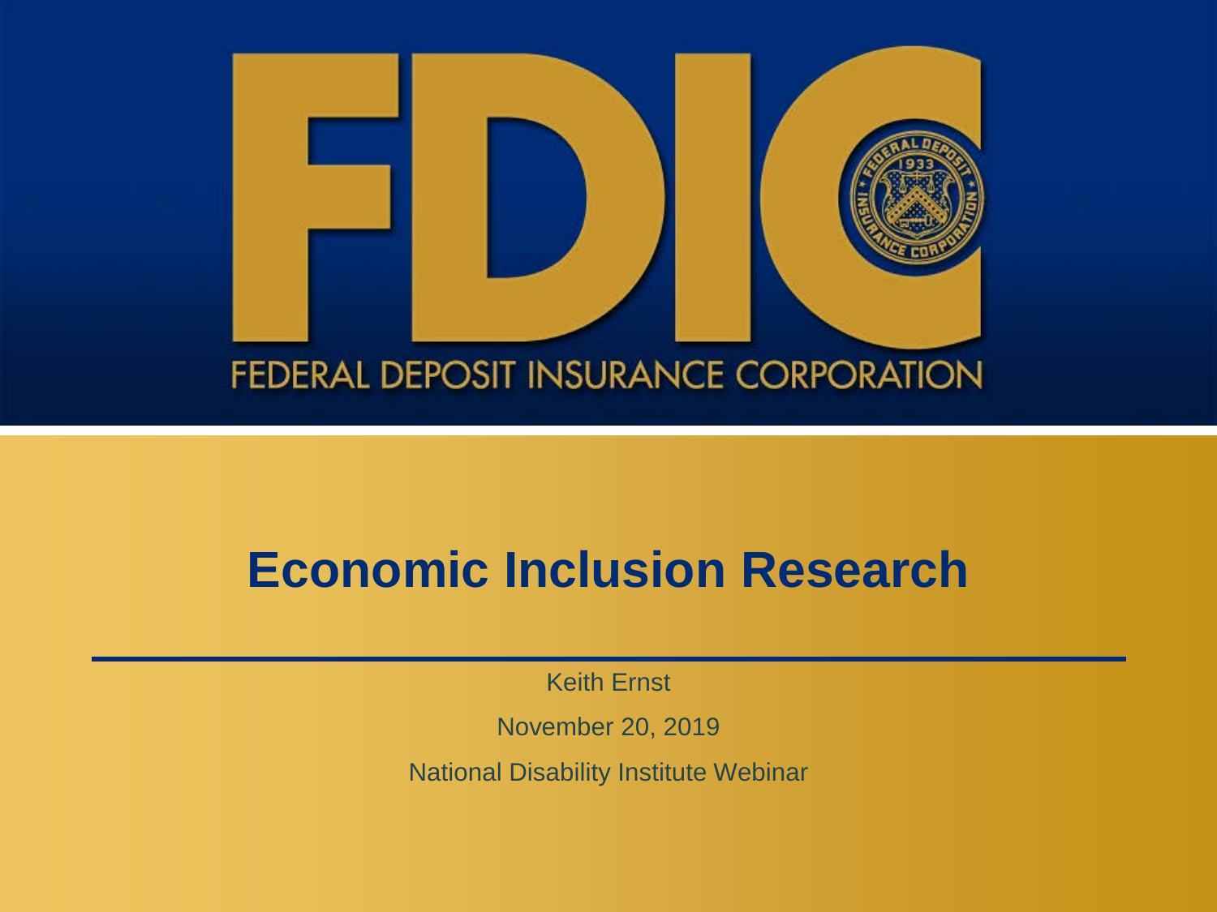FDIC

FEDERAL DEPOSIT INSURANCE CORPORATION

# Economic Inclusion Research

Keith Ernst

November 20, 2019

National Disability Institute Webinar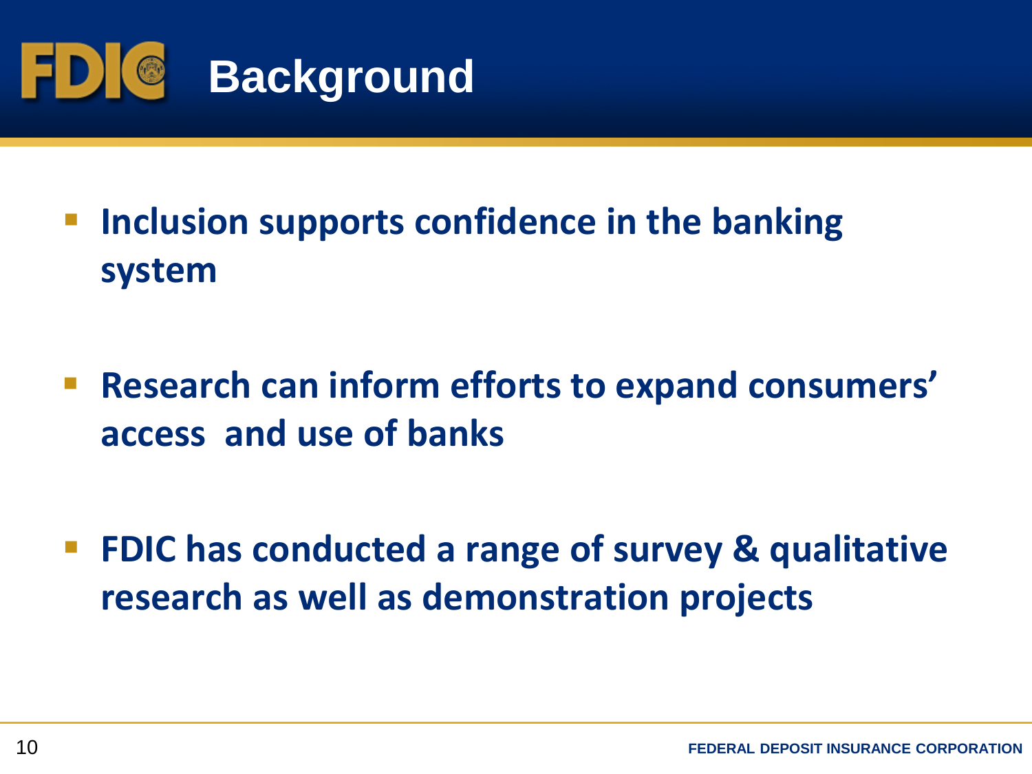# Background

- Inclusion supports confidence in the banking system

- Research can inform efforts to expand consumers' access and use of banks

- FDIC has conducted a range of survey & qualitative research as well as demonstration projects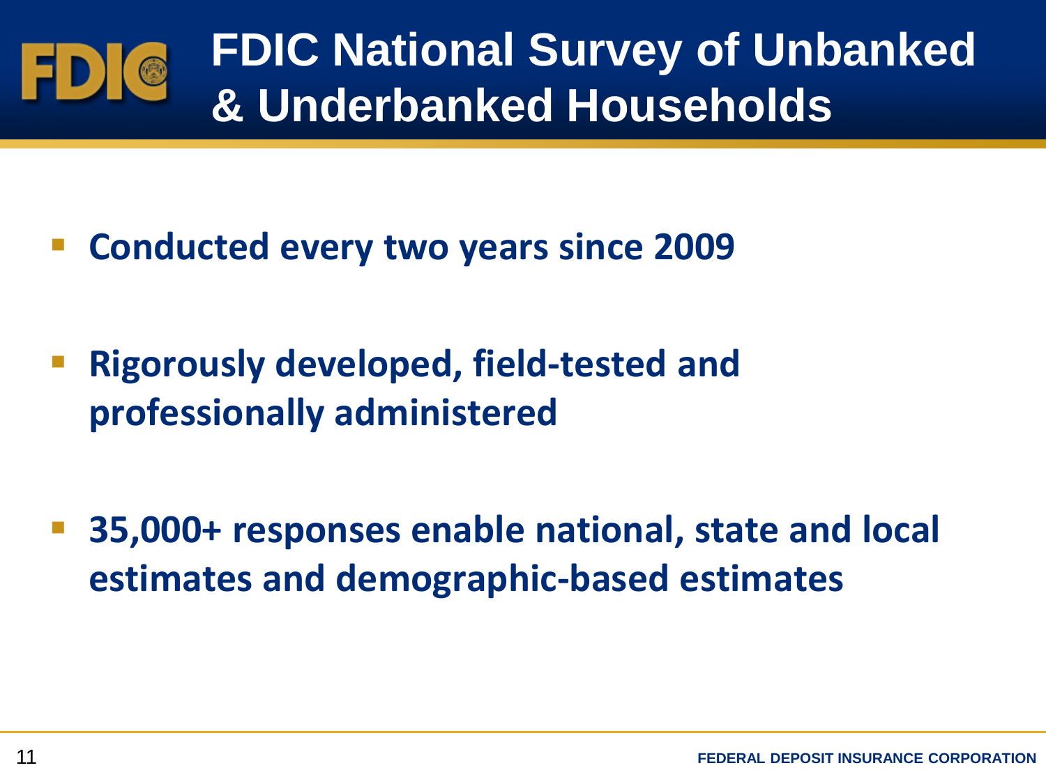# FDIC National Survey of Unbanked & Underbanked Households

- **Conducted every two years since 2009**
- **Rigorously developed, field-tested and professionally administered**
- **35,000+ responses enable national, state and local estimates and demographic-based estimates**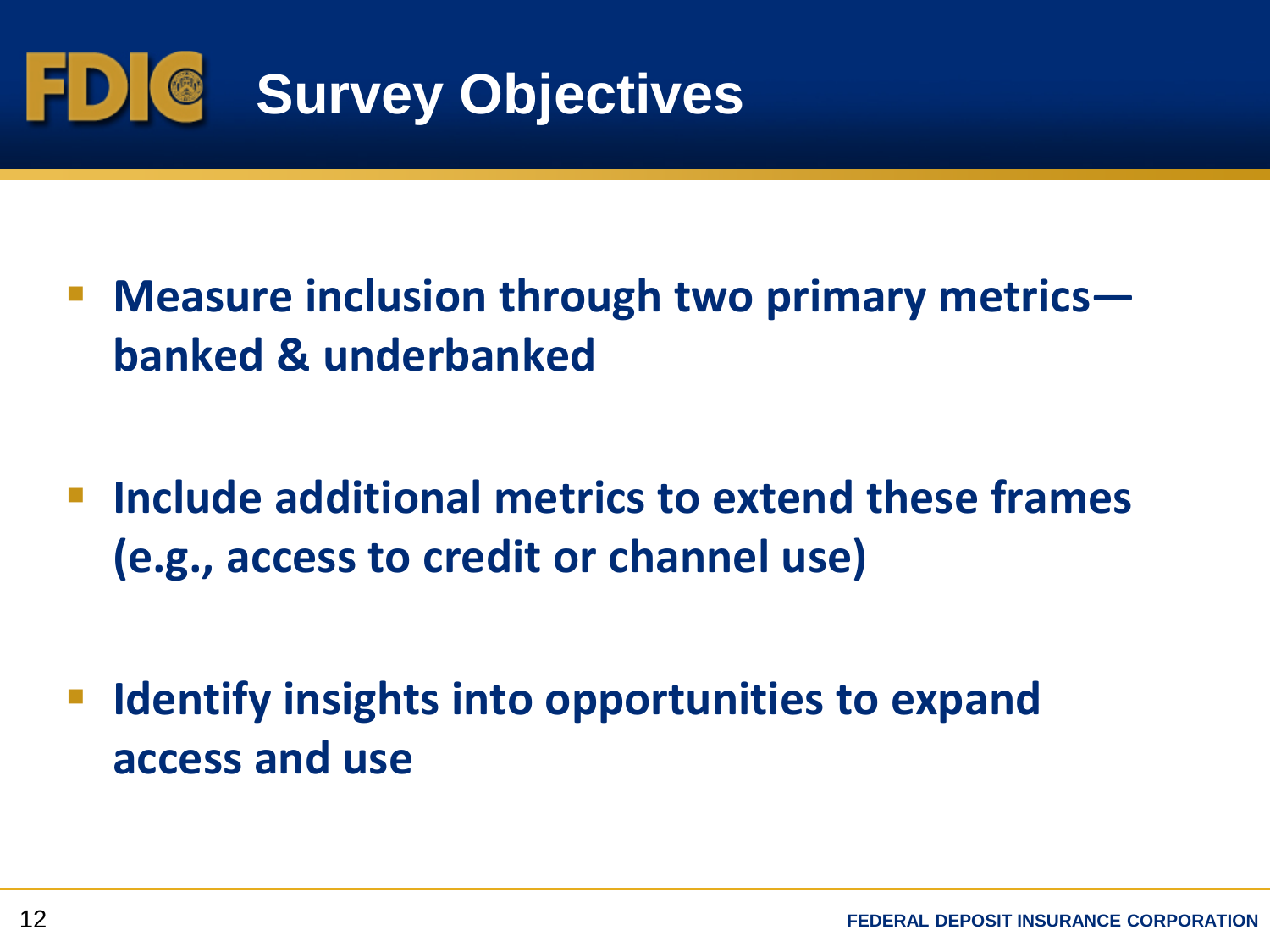# Survey Objectives

- **Measure inclusion through two primary metrics—banked & underbanked**
- **Include additional metrics to extend these frames (e.g., access to credit or channel use)**
- **Identify insights into opportunities to expand access and use**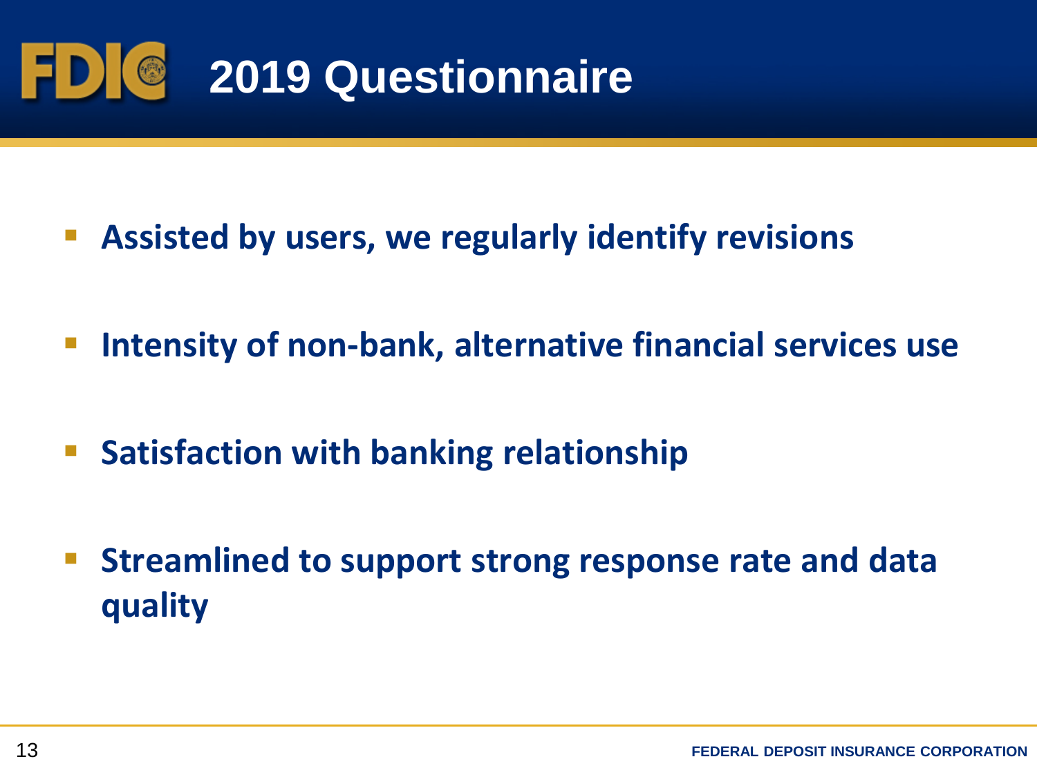# 2019 Questionnaire

- **Assisted by users, we regularly identify revisions**
- **Intensity of non-bank, alternative financial services use**
- **Satisfaction with banking relationship**
- **Streamlined to support strong response rate and data quality**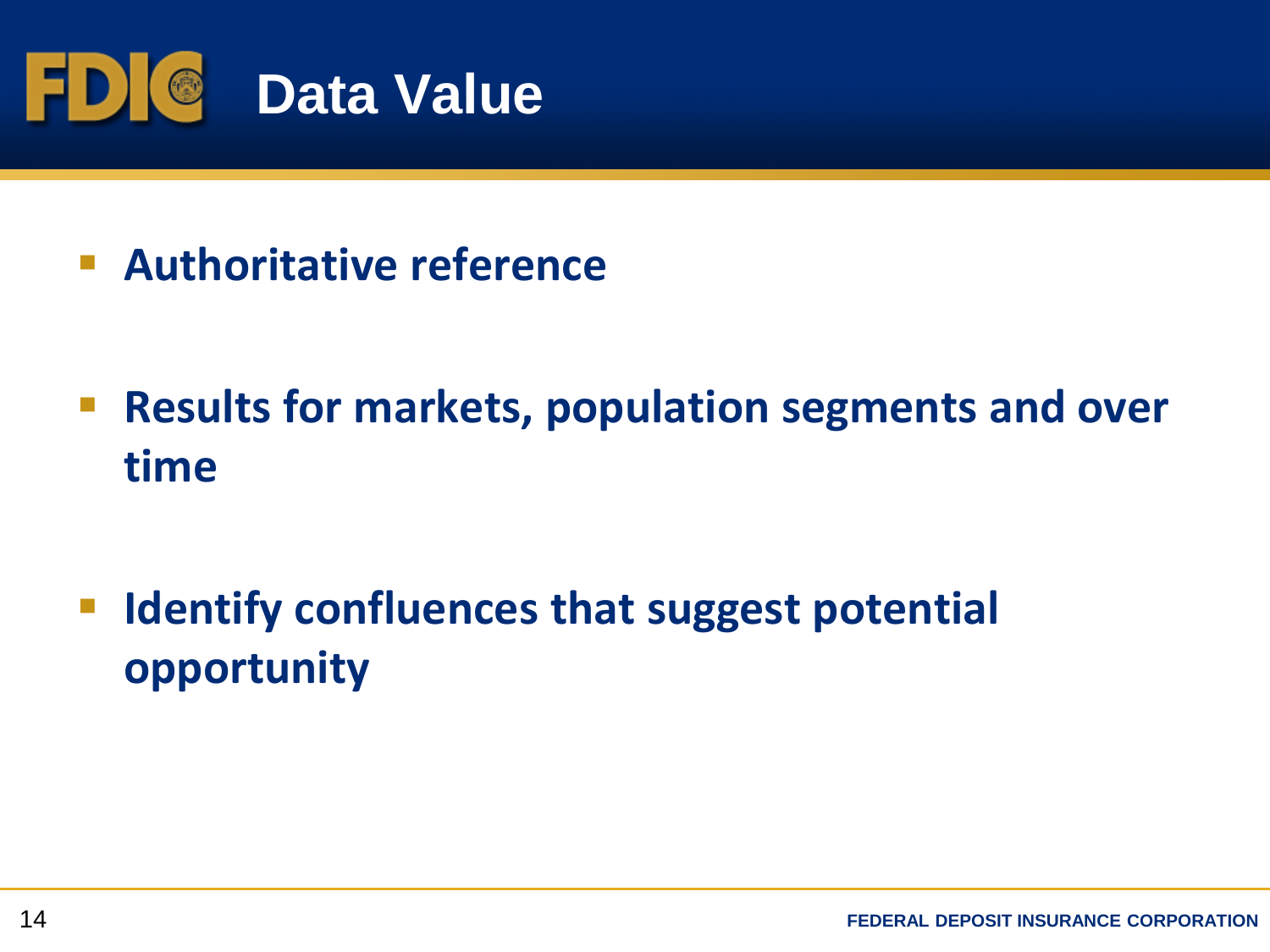# Data Value

- **Authoritative reference**
- **Results for markets, population segments and over time**
- **Identify confluences that suggest potential opportunity**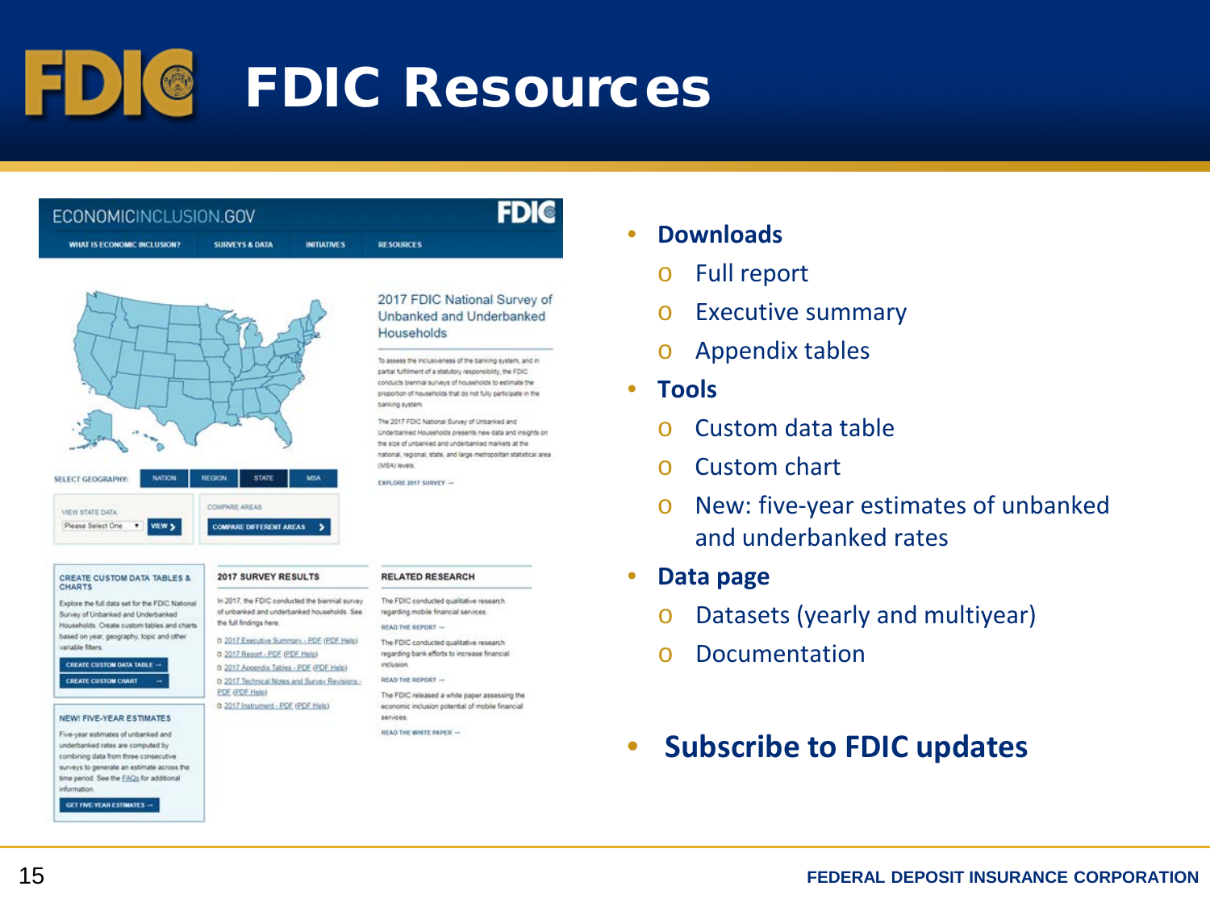# FDIC Resources

- **Downloads**
  - Full report
  - Executive summary
  - Appendix tables
- **Tools**
  - Custom data table
  - Custom chart
  - New: five-year estimates of unbanked and underbanked rates
- **Data page**
  - Datasets (yearly and multiyear)
  - Documentation

- **Subscribe to FDIC updates**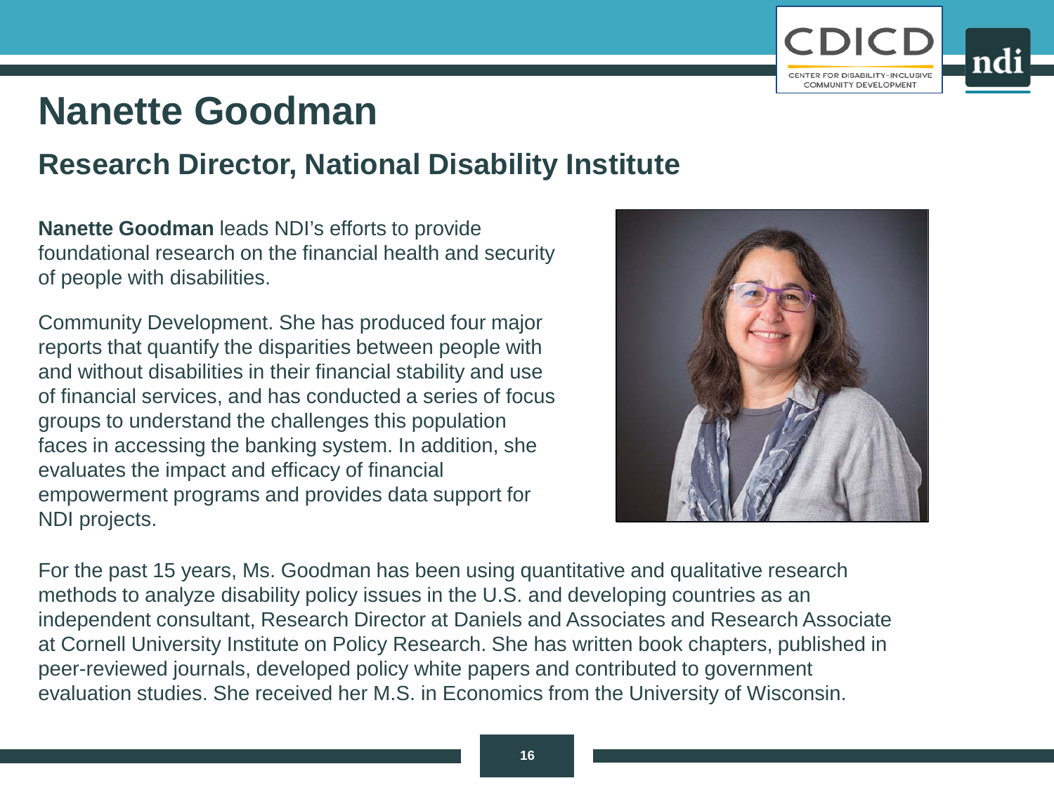# Nanette Goodman

## Research Director, National Disability Institute

**Nanette Goodman** leads NDI's efforts to provide foundational research on the financial health and security of people with disabilities.

Community Development. She has produced four major reports that quantify the disparities between people with and without disabilities in their financial stability and use of financial services, and has conducted a series of focus groups to understand the challenges this population faces in accessing the banking system. In addition, she evaluates the impact and efficacy of financial empowerment programs and provides data support for NDI projects.

For the past 15 years, Ms. Goodman has been using quantitative and qualitative research methods to analyze disability policy issues in the U.S. and developing countries as an independent consultant, Research Director at Daniels and Associates and Research Associate at Cornell University Institute on Policy Research. She has written book chapters, published in peer-reviewed journals, developed policy white papers and contributed to government evaluation studies. She received her M.S. in Economics from the University of Wisconsin.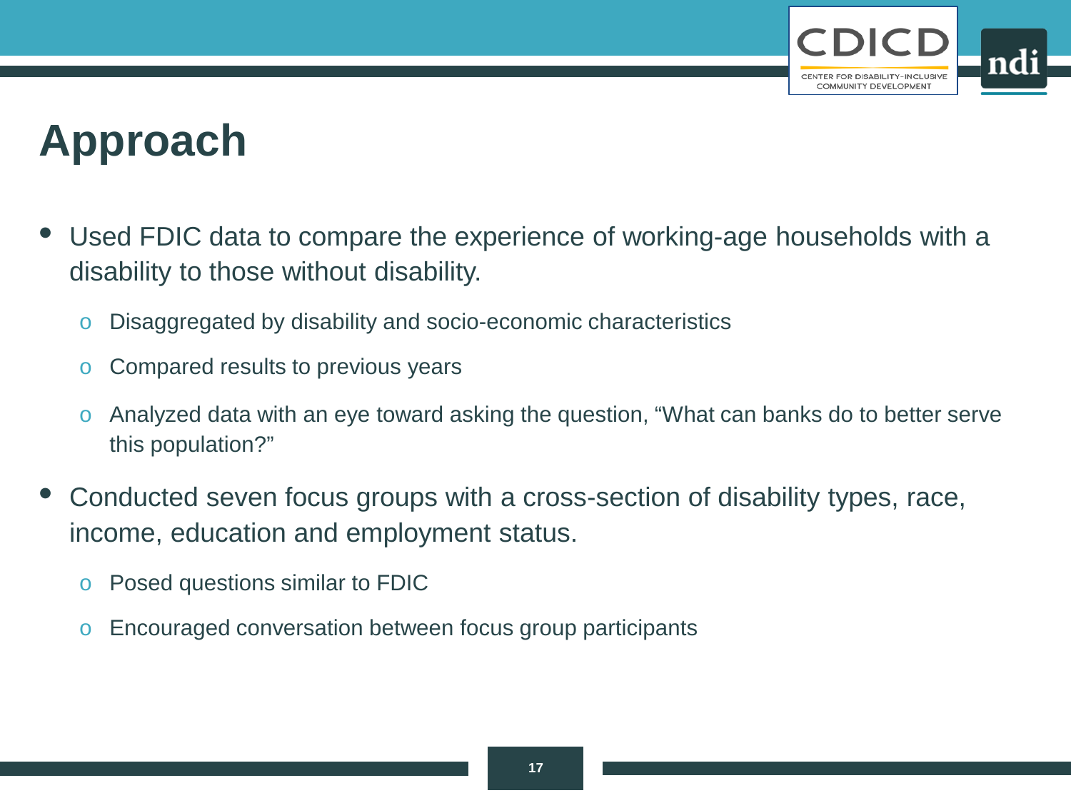# Approach

- Used FDIC data to compare the experience of working-age households with a disability to those without disability.
  - Disaggregated by disability and socio-economic characteristics
  - Compared results to previous years
  - Analyzed data with an eye toward asking the question, "What can banks do to better serve this population?"
- Conducted seven focus groups with a cross-section of disability types, race, income, education and employment status.
  - Posed questions similar to FDIC
  - Encouraged conversation between focus group participants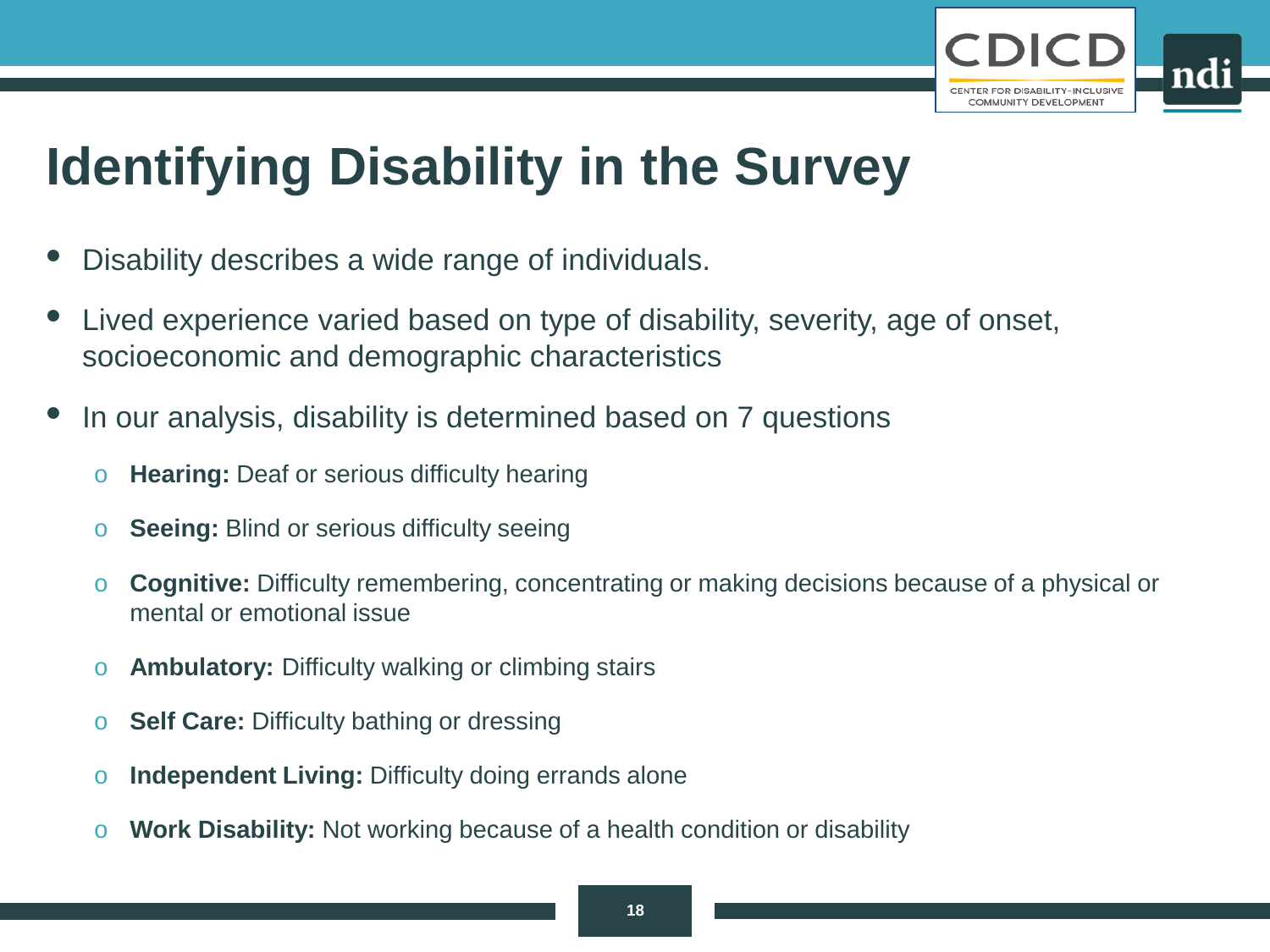# Identifying Disability in the Survey

- Disability describes a wide range of individuals.
- Lived experience varied based on type of disability, severity, age of onset, socioeconomic and demographic characteristics
- In our analysis, disability is determined based on 7 questions
  - **Hearing:** Deaf or serious difficulty hearing
  - **Seeing:** Blind or serious difficulty seeing
  - **Cognitive:** Difficulty remembering, concentrating or making decisions because of a physical or mental or emotional issue
  - **Ambulatory:** Difficulty walking or climbing stairs
  - **Self Care:** Difficulty bathing or dressing
  - **Independent Living:** Difficulty doing errands alone
  - **Work Disability:** Not working because of a health condition or disability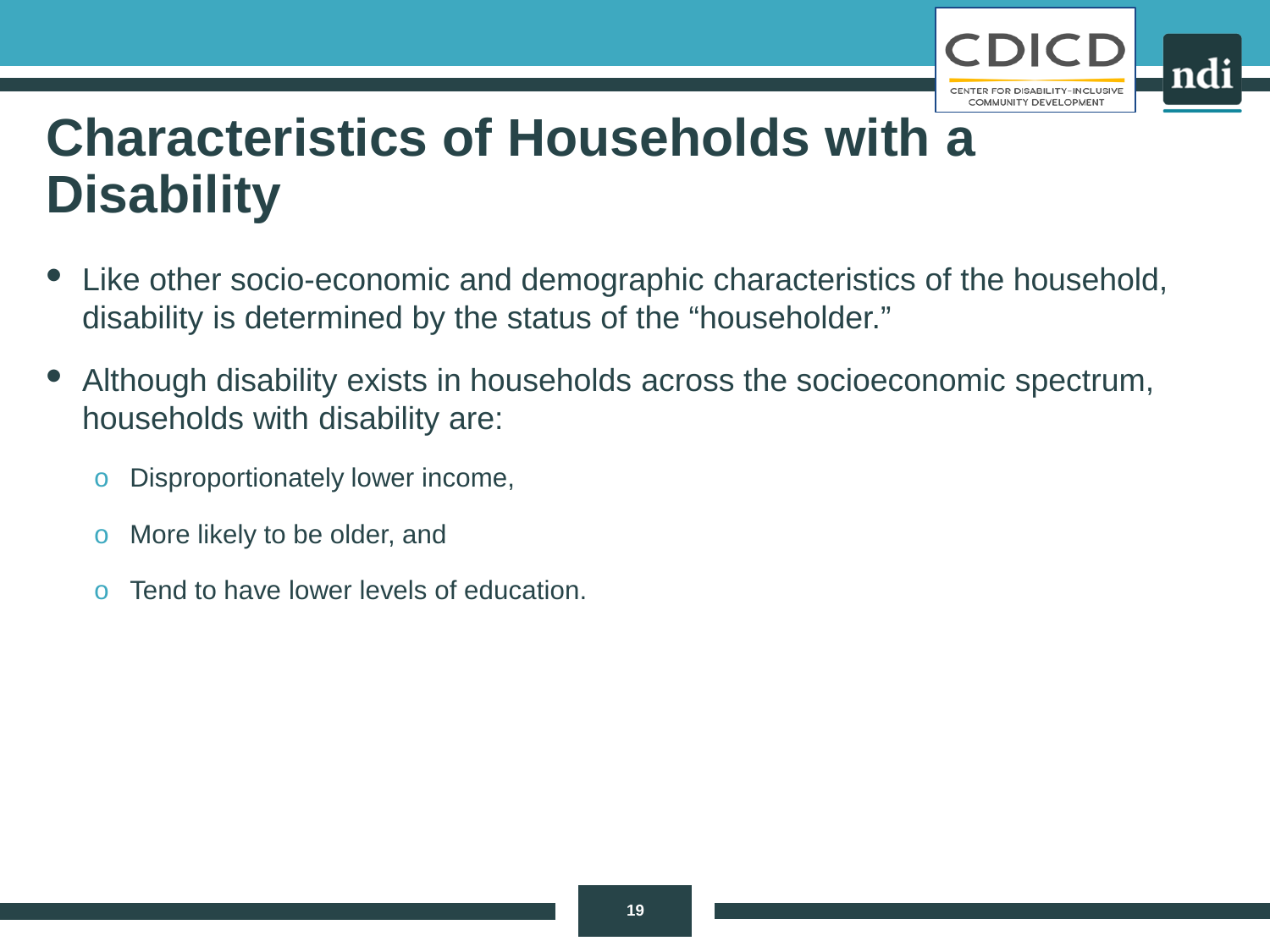# Characteristics of Households with a Disability

- Like other socio-economic and demographic characteristics of the household, disability is determined by the status of the "householder."
- Although disability exists in households across the socioeconomic spectrum, households with disability are:
  - Disproportionately lower income,
  - More likely to be older, and
  - Tend to have lower levels of education.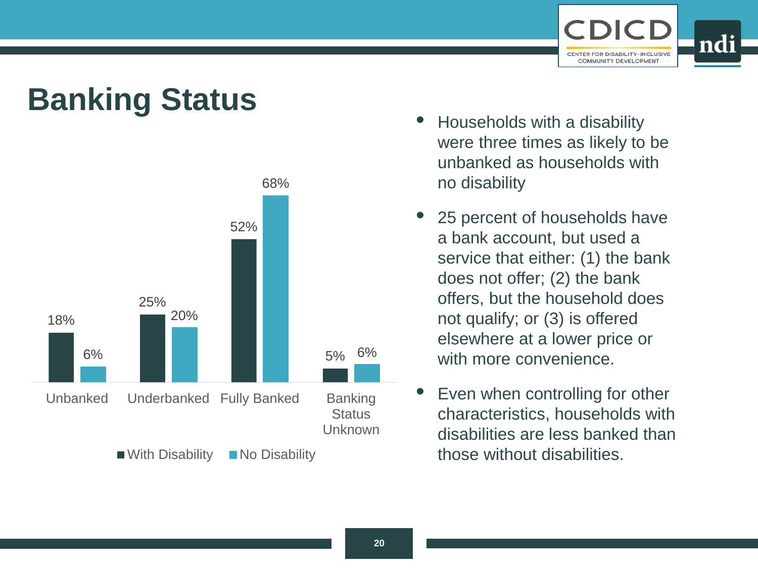# Banking Status

| | With Disability | No Disability |
|---|---|---|
| Unbanked | 18% | 6% |
| Underbanked | 25% | 20% |
| Fully Banked | 52% | 68% |
| Banking Status Unknown | 5% | 6% |

- Households with a disability were three times as likely to be unbanked as households with no disability
- 25 percent of households have a bank account, but used a service that either: (1) the bank does not offer; (2) the bank offers, but the household does not qualify; or (3) is offered elsewhere at a lower price or with more convenience.
- Even when controlling for other characteristics, households with disabilities are less banked than those without disabilities.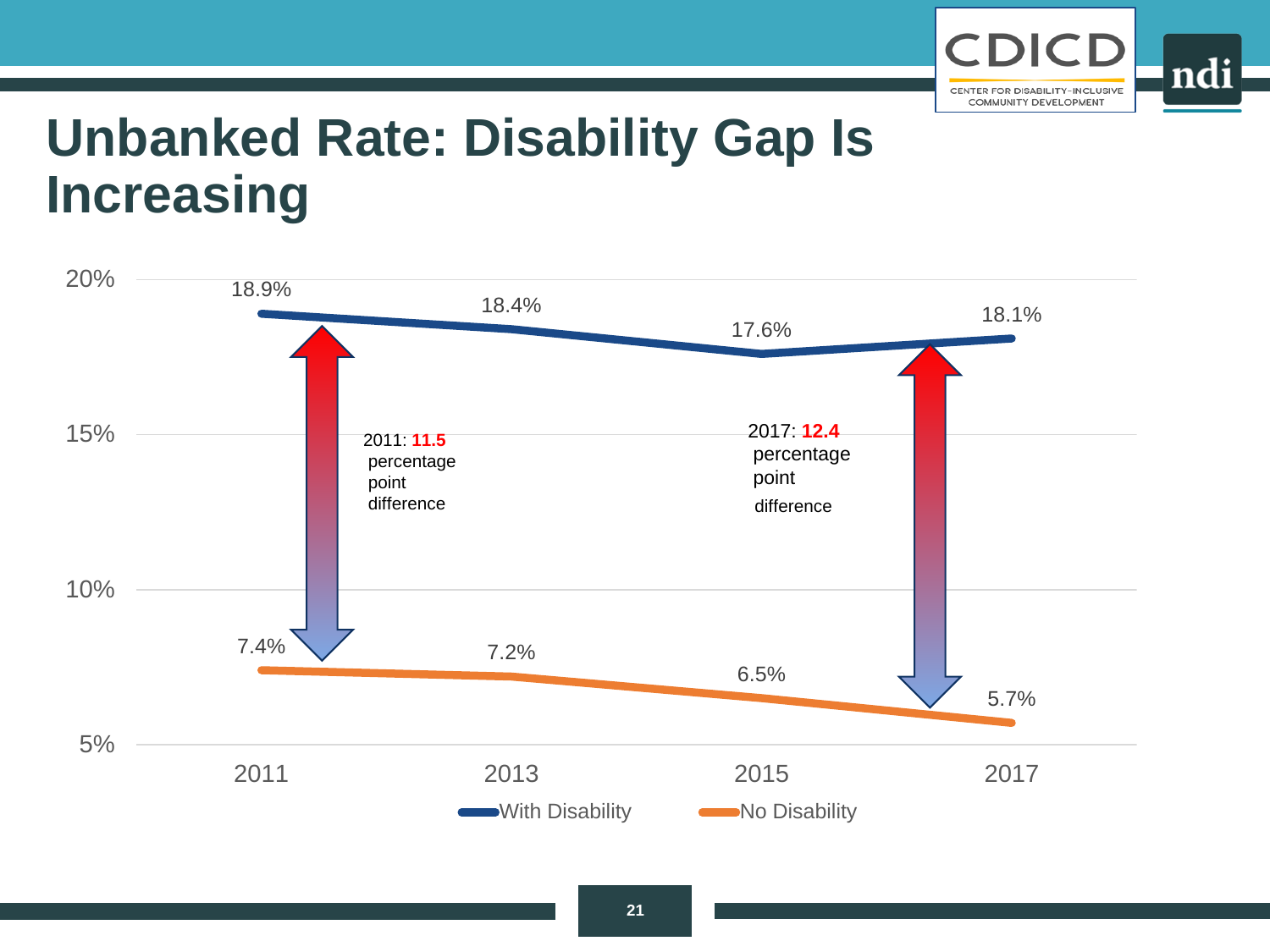# Unbanked Rate: Disability Gap Is Increasing

| Year | With Disability | No Disability |
|---|---|---|
| 2011 | 18.9% | 7.4% |
| 2013 | 18.4% | 7.2% |
| 2015 | 17.6% | 6.5% |
| 2017 | 18.1% | 5.7% |

2011: **11.5** percentage point difference

2017: **12.4** percentage point difference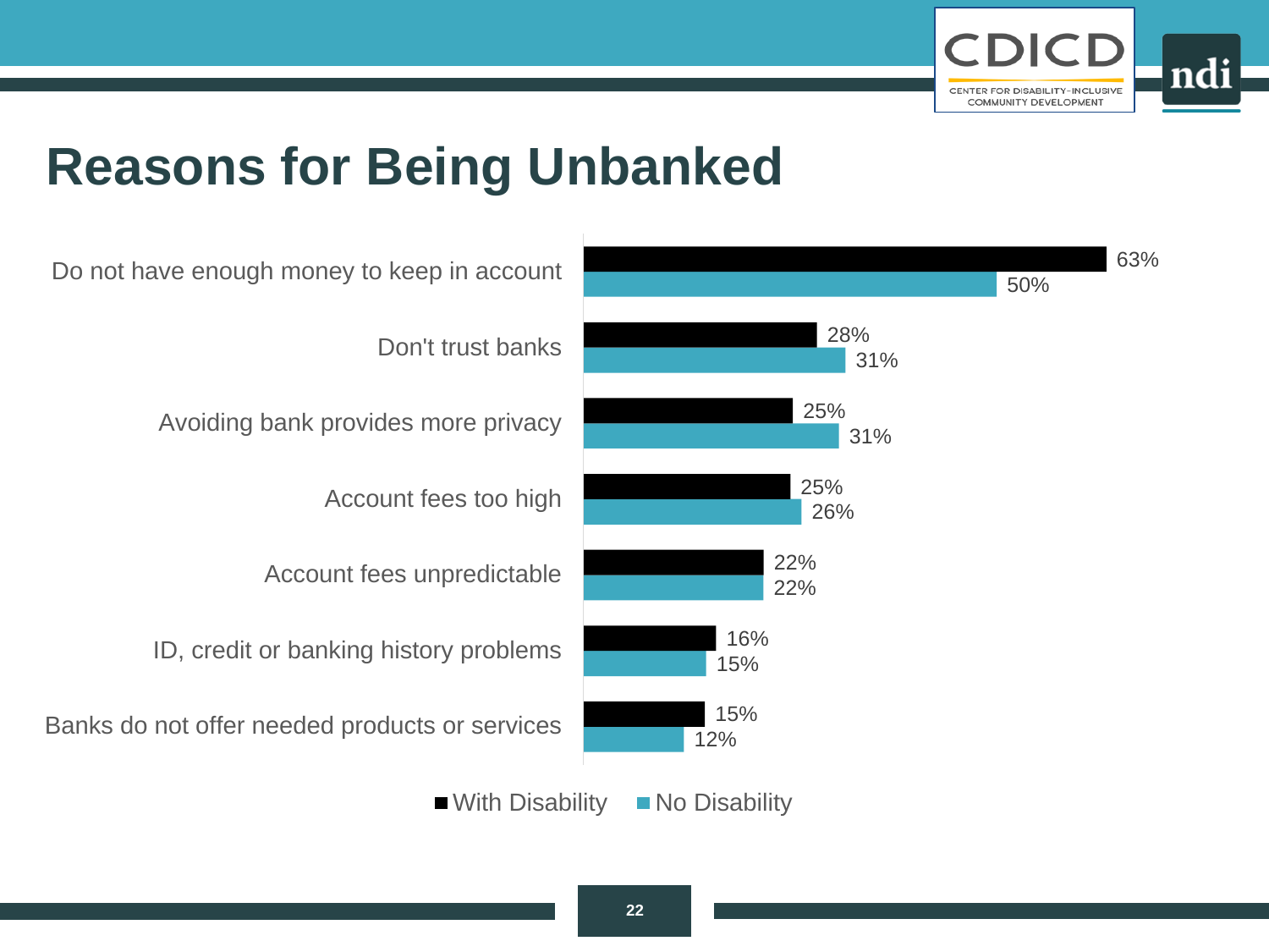# Reasons for Being Unbanked

| Reason | With Disability | No Disability |
|---|---|---|
| Do not have enough money to keep in account | 63% | 50% |
| Don't trust banks | 28% | 31% |
| Avoiding bank provides more privacy | 25% | 31% |
| Account fees too high | 25% | 26% |
| Account fees unpredictable | 22% | 22% |
| ID, credit or banking history problems | 16% | 15% |
| Banks do not offer needed products or services | 15% | 12% |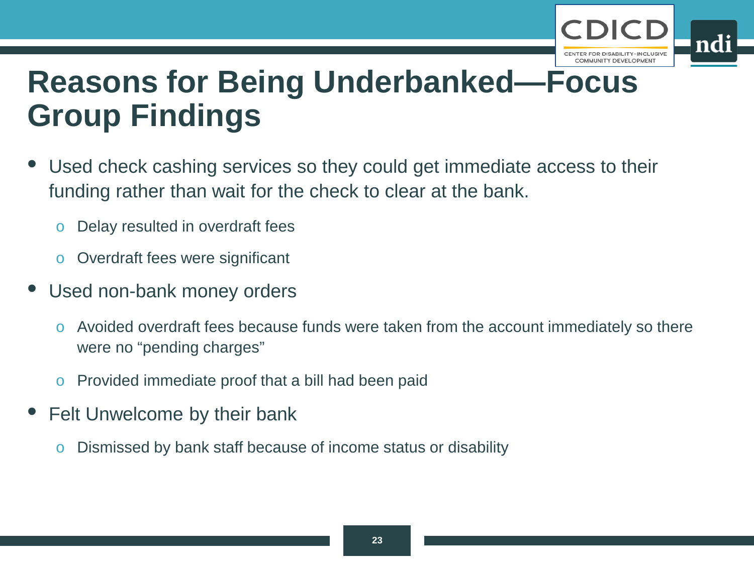# Reasons for Being Underbanked—Focus Group Findings

- Used check cashing services so they could get immediate access to their funding rather than wait for the check to clear at the bank.
  - Delay resulted in overdraft fees
  - Overdraft fees were significant
- Used non-bank money orders
  - Avoided overdraft fees because funds were taken from the account immediately so there were no "pending charges"
  - Provided immediate proof that a bill had been paid
- Felt Unwelcome by their bank
  - Dismissed by bank staff because of income status or disability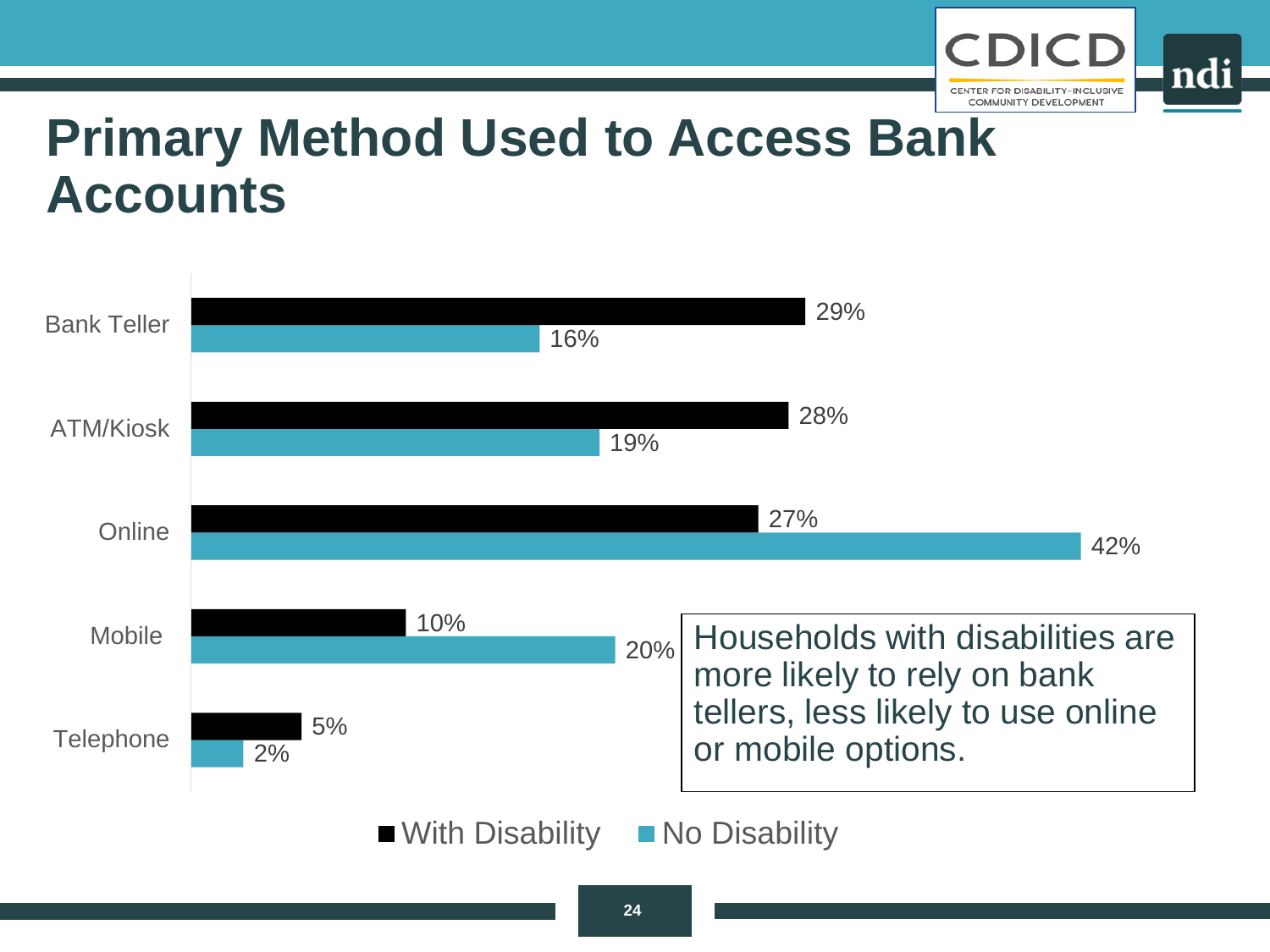# Primary Method Used to Access Bank Accounts

| | With Disability | No Disability |
|---|---|---|
| Bank Teller | 29% | 16% |
| ATM/Kiosk | 28% | 19% |
| Online | 27% | 42% |
| Mobile | 10% | 20% |
| Telephone | 5% | 2% |

Households with disabilities are more likely to rely on bank tellers, less likely to use online or mobile options.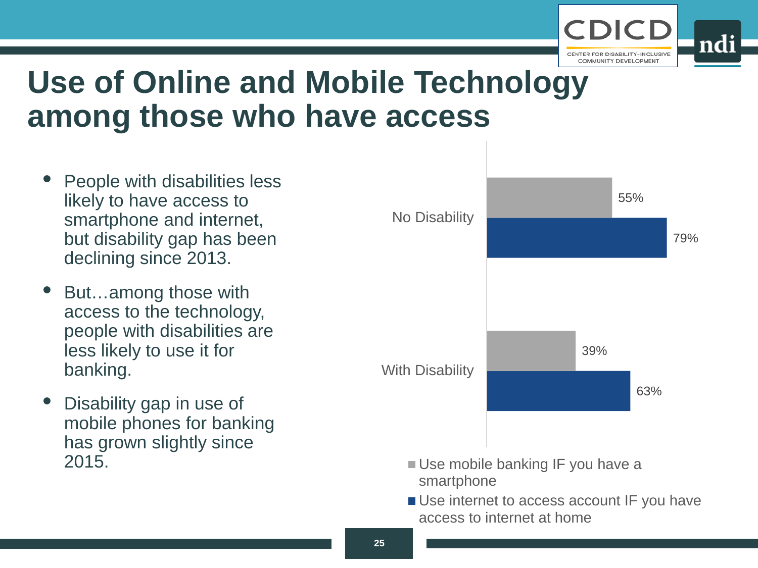# Use of Online and Mobile Technology among those who have access

- People with disabilities less likely to have access to smartphone and internet, but disability gap has been declining since 2013.
- But…among those with access to the technology, people with disabilities are less likely to use it for banking.
- Disability gap in use of mobile phones for banking has grown slightly since 2015.

| | Use mobile banking IF you have a smartphone | Use internet to access account IF you have access to internet at home |
|---|---|---|
| No Disability | 55% | 79% |
| With Disability | 39% | 63% |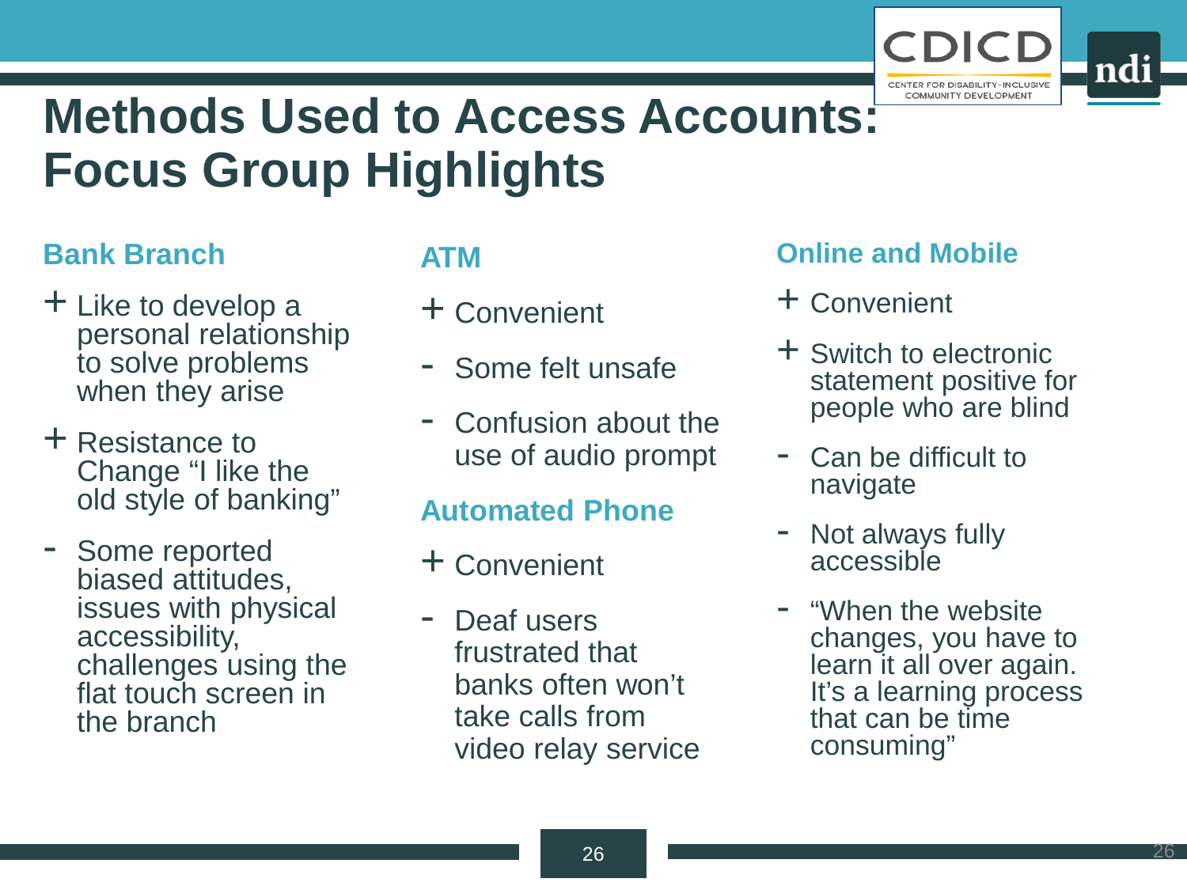# Methods Used to Access Accounts: Focus Group Highlights

### Bank Branch

- \+ Like to develop a personal relationship to solve problems when they arise
- \+ Resistance to Change "I like the old style of banking"
- \- Some reported biased attitudes, issues with physical accessibility, challenges using the flat touch screen in the branch

### ATM

- \+ Convenient
- \- Some felt unsafe
- \- Confusion about the use of audio prompt

### Automated Phone

- \+ Convenient
- \- Deaf users frustrated that banks often won't take calls from video relay service

### Online and Mobile

- \+ Convenient
- \+ Switch to electronic statement positive for people who are blind
- \- Can be difficult to navigate
- \- Not always fully accessible
- \- "When the website changes, you have to learn it all over again. It's a learning process that can be time consuming"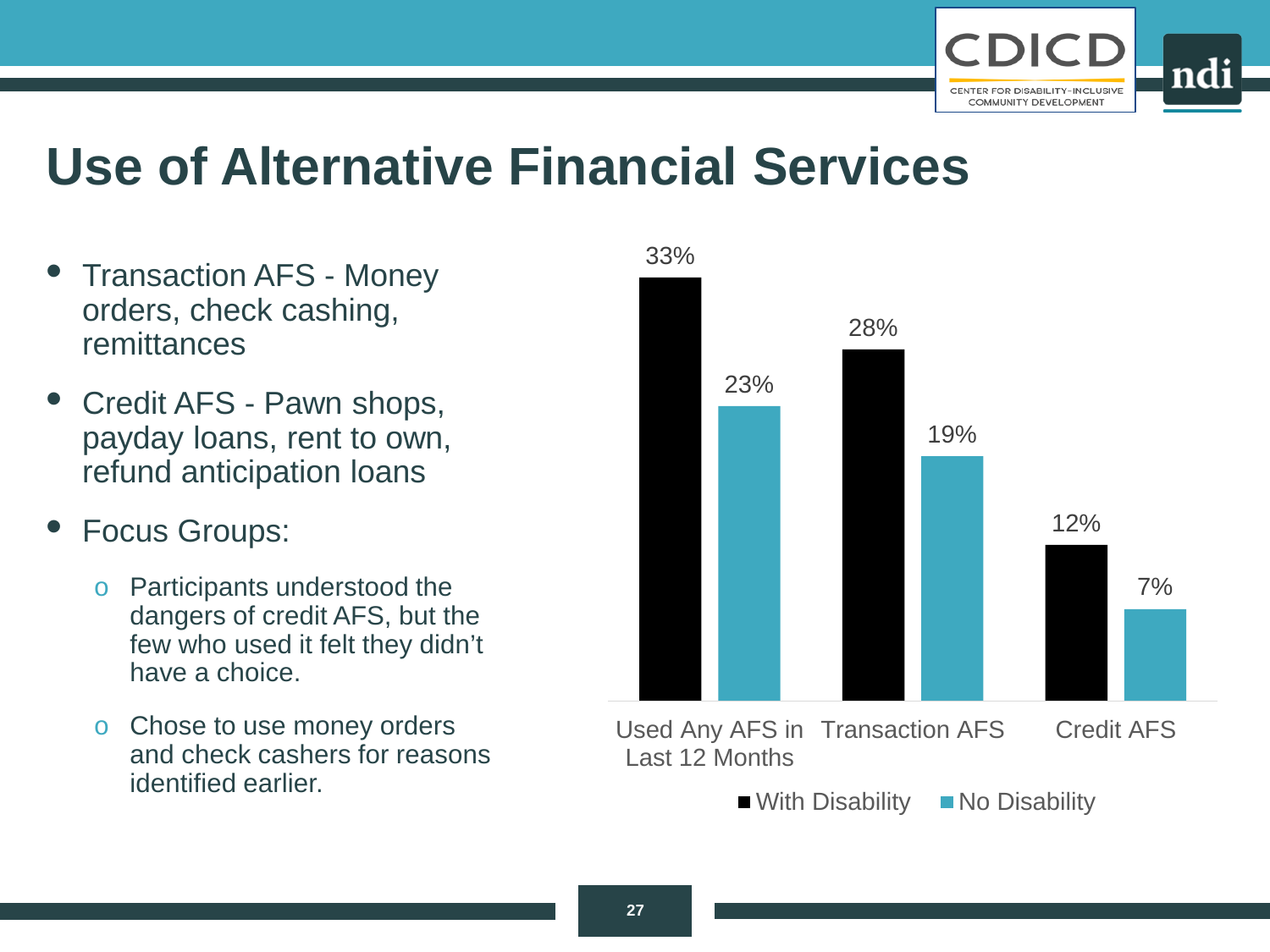# Use of Alternative Financial Services

- Transaction AFS - Money orders, check cashing, remittances
- Credit AFS - Pawn shops, payday loans, rent to own, refund anticipation loans
- Focus Groups:
  - Participants understood the dangers of credit AFS, but the few who used it felt they didn't have a choice.
  - Chose to use money orders and check cashers for reasons identified earlier.

| | With Disability | No Disability |
|---|---|---|
| Used Any AFS in Last 12 Months | 33% | 23% |
| Transaction AFS | 28% | 19% |
| Credit AFS | 12% | 7% |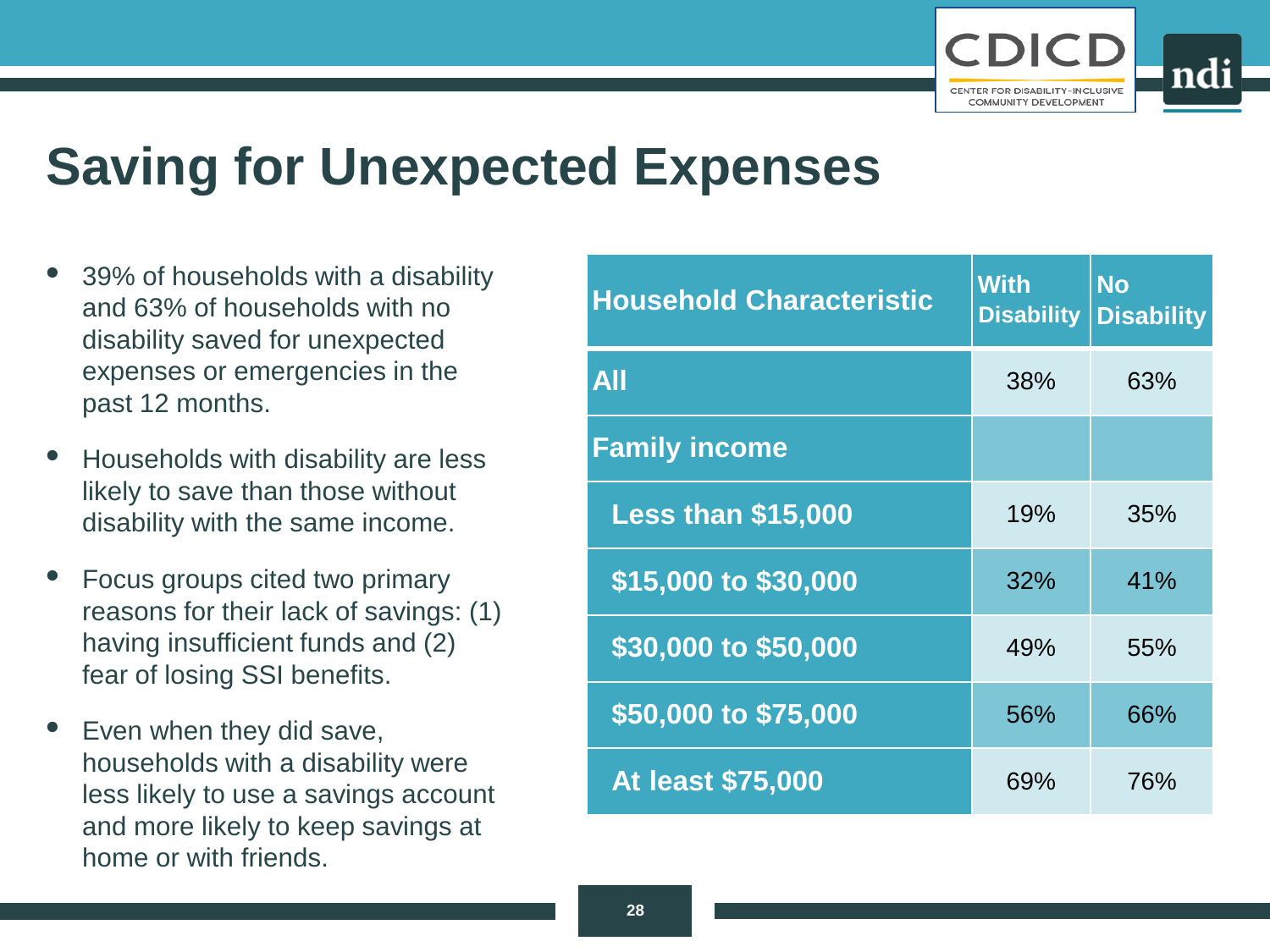# Saving for Unexpected Expenses

- 39% of households with a disability and 63% of households with no disability saved for unexpected expenses or emergencies in the past 12 months.
- Households with disability are less likely to save than those without disability with the same income.
- Focus groups cited two primary reasons for their lack of savings: (1) having insufficient funds and (2) fear of losing SSI benefits.
- Even when they did save, households with a disability were less likely to use a savings account and more likely to keep savings at home or with friends.

| Household Characteristic | With Disability | No Disability |
|---|---|---|
| **All** | 38% | 63% |
| **Family income** | | |
| **Less than $15,000** | 19% | 35% |
| **$15,000 to $30,000** | 32% | 41% |
| **$30,000 to $50,000** | 49% | 55% |
| **$50,000 to $75,000** | 56% | 66% |
| **At least $75,000** | 69% | 76% |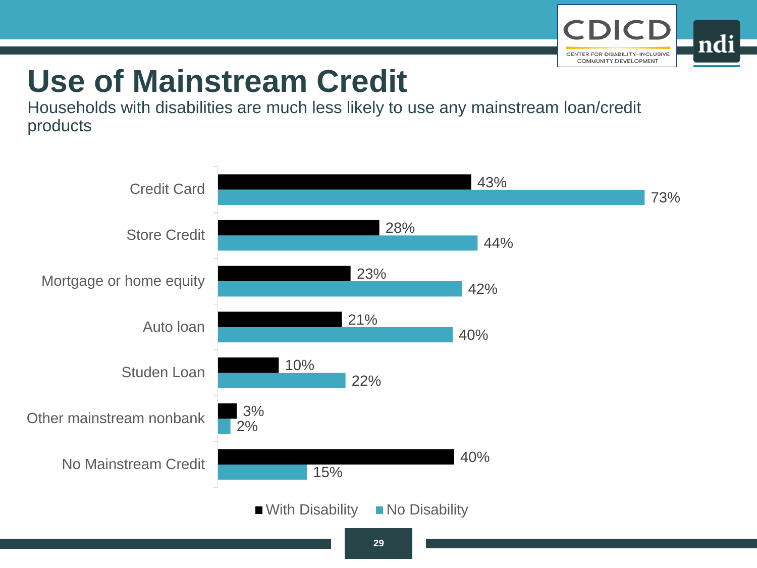# Use of Mainstream Credit

Households with disabilities are much less likely to use any mainstream loan/credit products

| | With Disability | No Disability |
|---|---|---|
| Credit Card | 43% | 73% |
| Store Credit | 28% | 44% |
| Mortgage or home equity | 23% | 42% |
| Auto loan | 21% | 40% |
| Studen Loan | 10% | 22% |
| Other mainstream nonbank | 3% | 2% |
| No Mainstream Credit | 40% | 15% |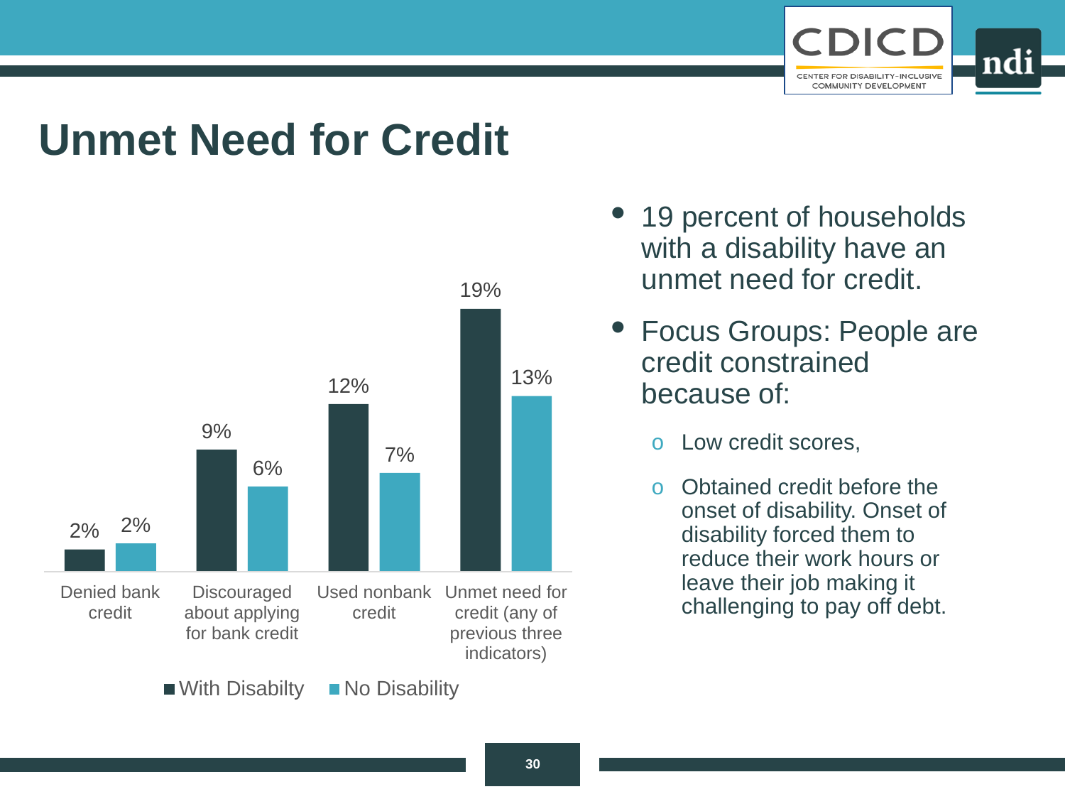# Unmet Need for Credit

| | With Disabilty | No Disability |
|---|---|---|
| Denied bank credit | 2% | 2% |
| Discouraged about applying for bank credit | 9% | 6% |
| Used nonbank credit | 12% | 7% |
| Unmet need for credit (any of previous three indicators) | 19% | 13% |

- 19 percent of households with a disability have an unmet need for credit.
- Focus Groups: People are credit constrained because of:
  - Low credit scores,
  - Obtained credit before the onset of disability. Onset of disability forced them to reduce their work hours or leave their job making it challenging to pay off debt.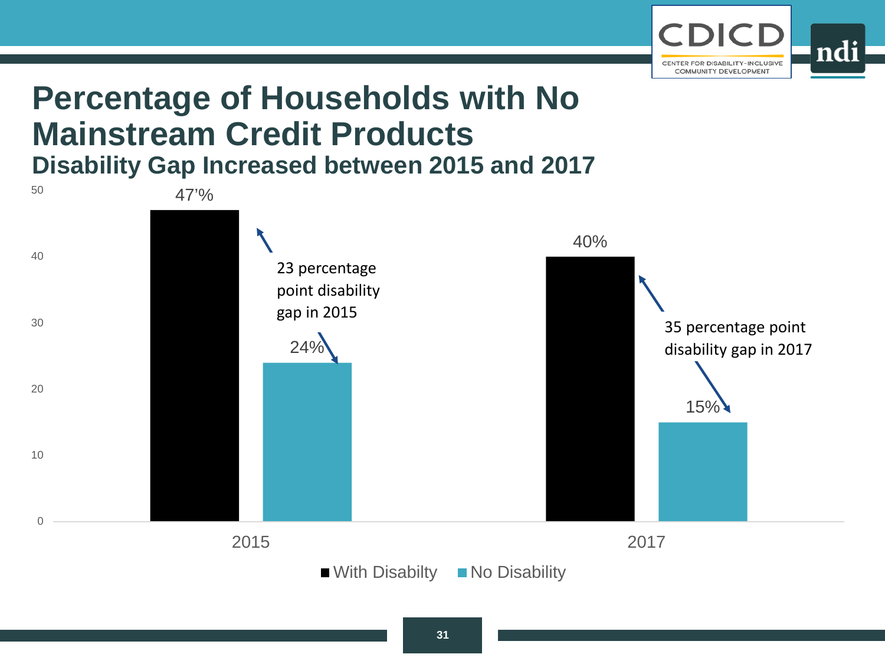# Percentage of Households with No Mainstream Credit Products

## Disability Gap Increased between 2015 and 2017

| Year | With Disabilty | No Disability |
|---|---|---|
| 2015 | 47’% | 24% |
| 2017 | 40% | 15% |

23 percentage point disability gap in 2015

35 percentage point disability gap in 2017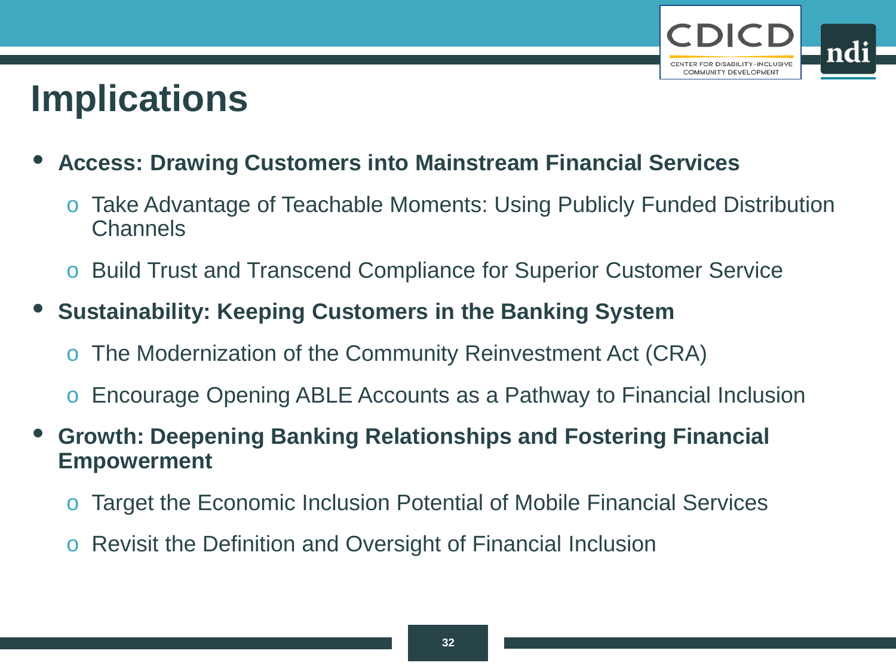# Implications

- **Access: Drawing Customers into Mainstream Financial Services**
  - Take Advantage of Teachable Moments: Using Publicly Funded Distribution Channels
  - Build Trust and Transcend Compliance for Superior Customer Service
- **Sustainability: Keeping Customers in the Banking System**
  - The Modernization of the Community Reinvestment Act (CRA)
  - Encourage Opening ABLE Accounts as a Pathway to Financial Inclusion
- **Growth: Deepening Banking Relationships and Fostering Financial Empowerment**
  - Target the Economic Inclusion Potential of Mobile Financial Services
  - Revisit the Definition and Oversight of Financial Inclusion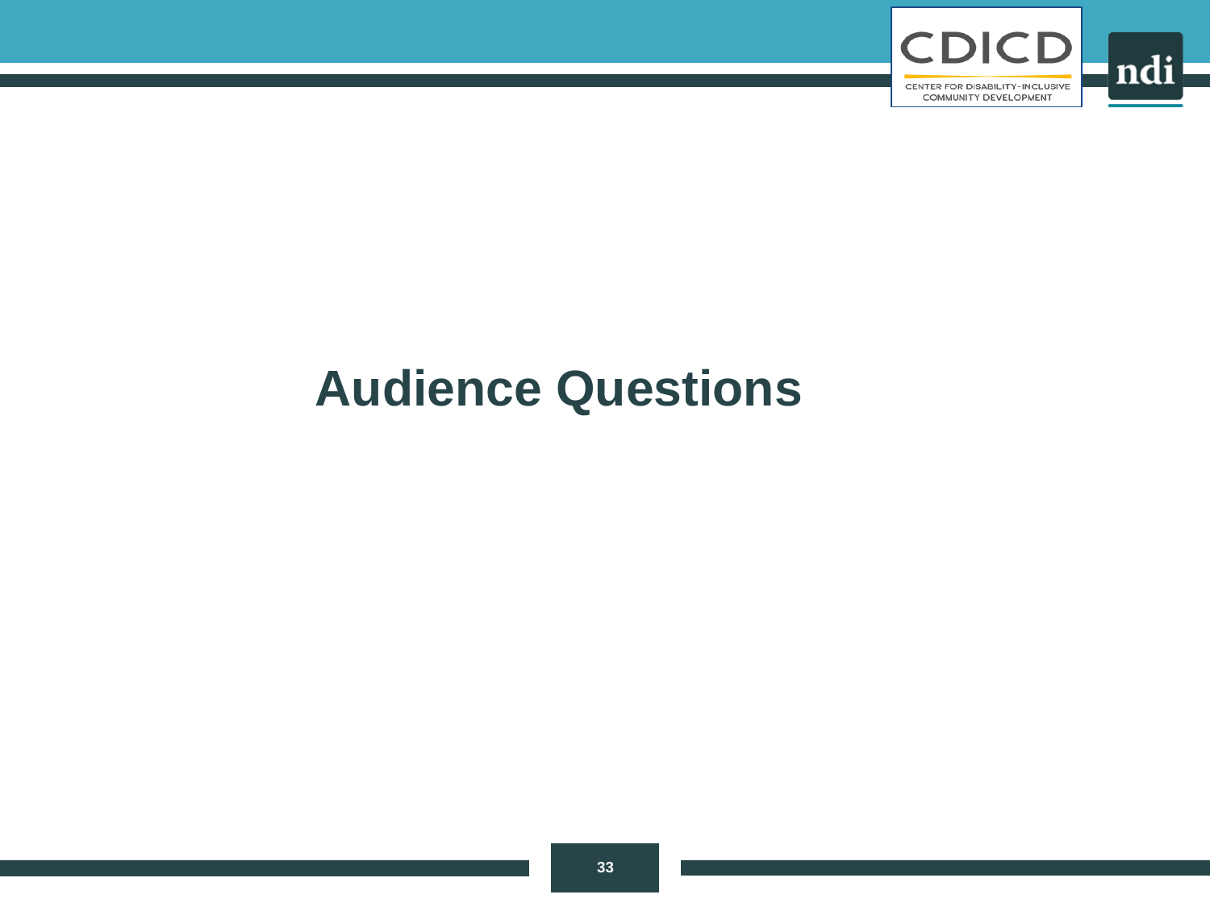# Audience Questions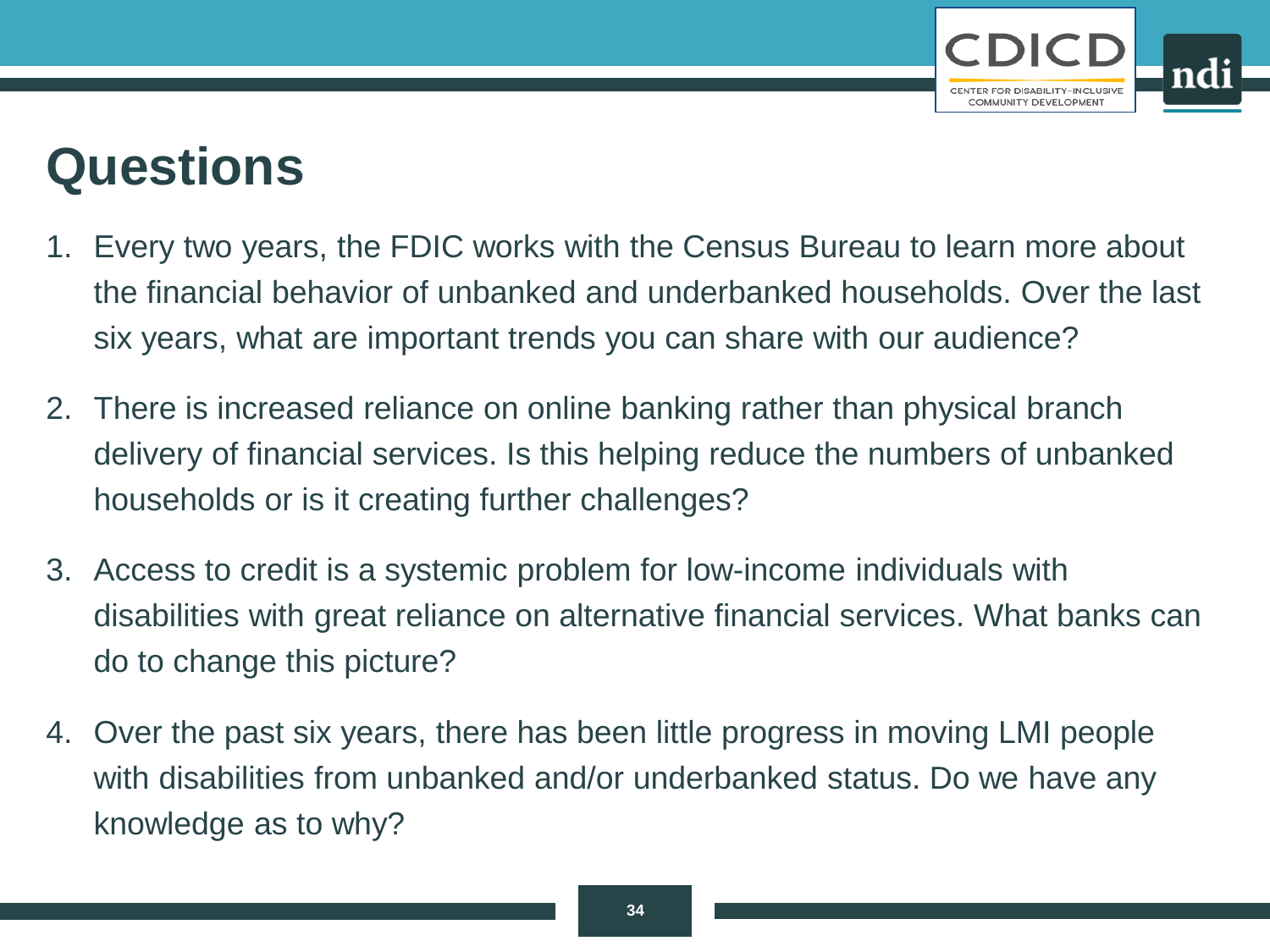# Questions

1. Every two years, the FDIC works with the Census Bureau to learn more about the financial behavior of unbanked and underbanked households. Over the last six years, what are important trends you can share with our audience?
2. There is increased reliance on online banking rather than physical branch delivery of financial services. Is this helping reduce the numbers of unbanked households or is it creating further challenges?
3. Access to credit is a systemic problem for low-income individuals with disabilities with great reliance on alternative financial services. What banks can do to change this picture?
4. Over the past six years, there has been little progress in moving LMI people with disabilities from unbanked and/or underbanked status. Do we have any knowledge as to why?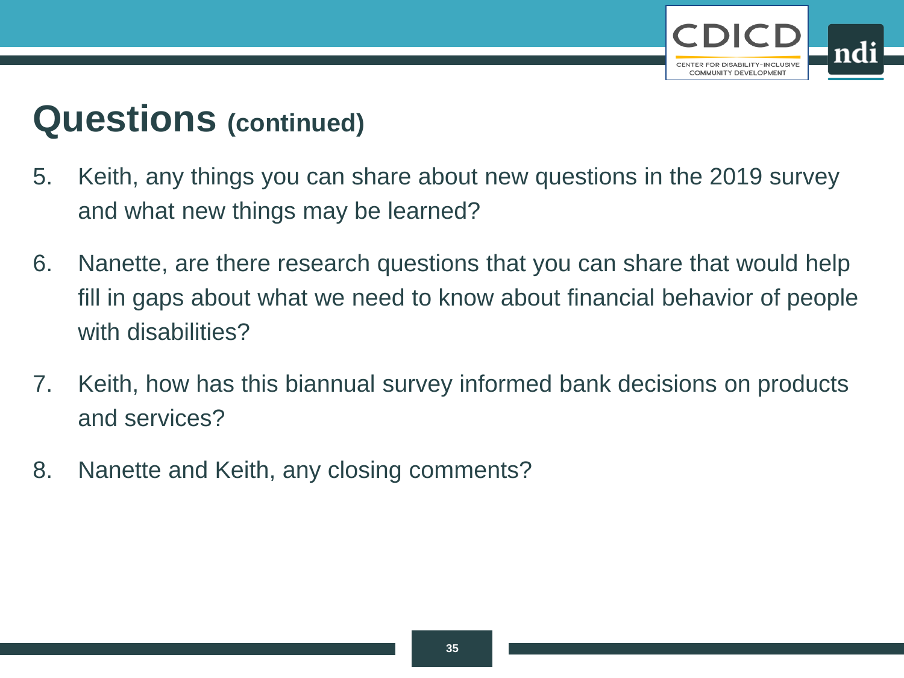# Questions (continued)

5. Keith, any things you can share about new questions in the 2019 survey and what new things may be learned?
6. Nanette, are there research questions that you can share that would help fill in gaps about what we need to know about financial behavior of people with disabilities?
7. Keith, how has this biannual survey informed bank decisions on products and services?
8. Nanette and Keith, any closing comments?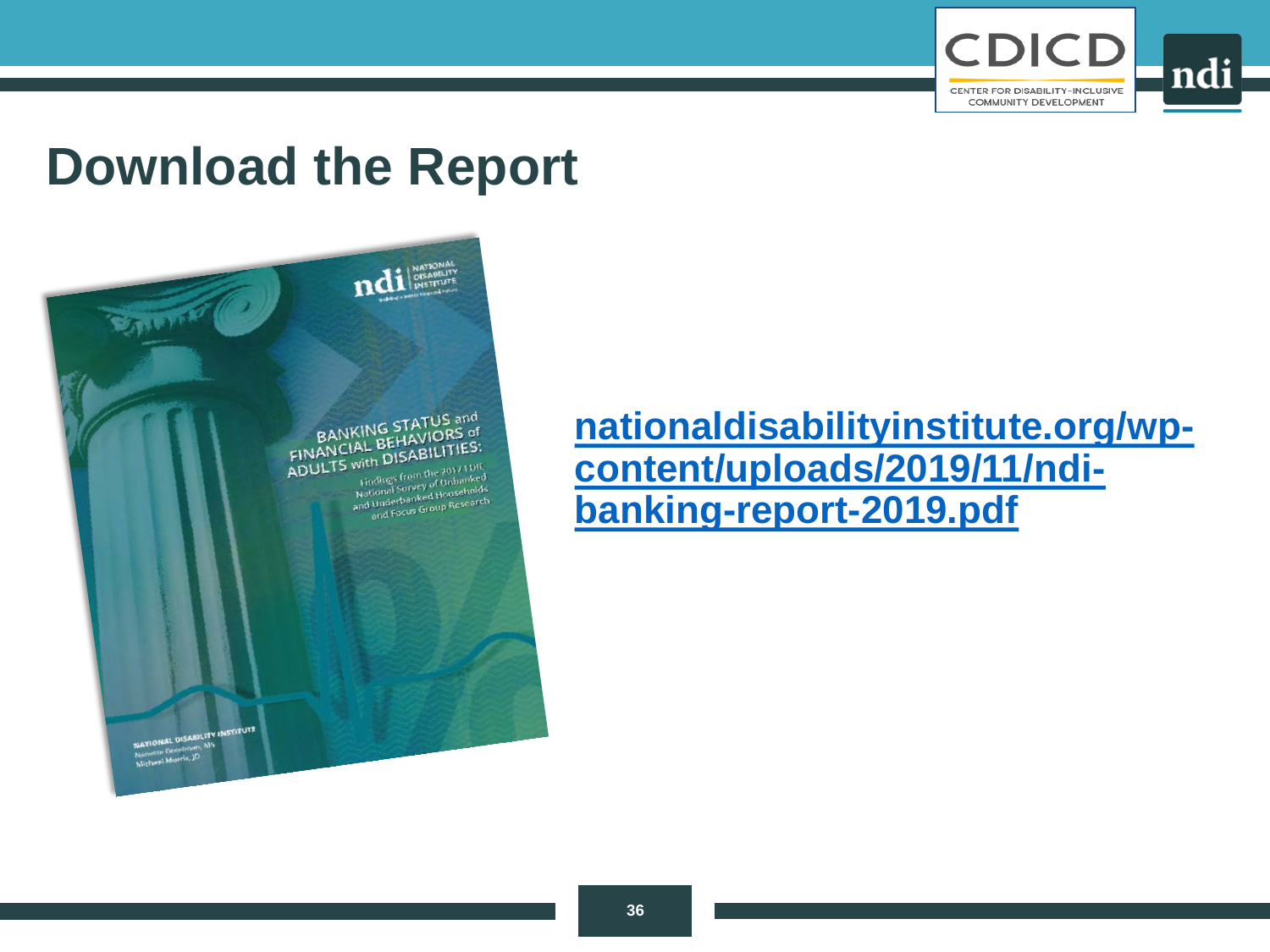# Download the Report

[nationaldisabilityinstitute.org/wp-content/uploads/2019/11/ndi-banking-report-2019.pdf](https://www.nationaldisabilityinstitute.org/wp-content/uploads/2019/11/ndi-banking-report-2019.pdf)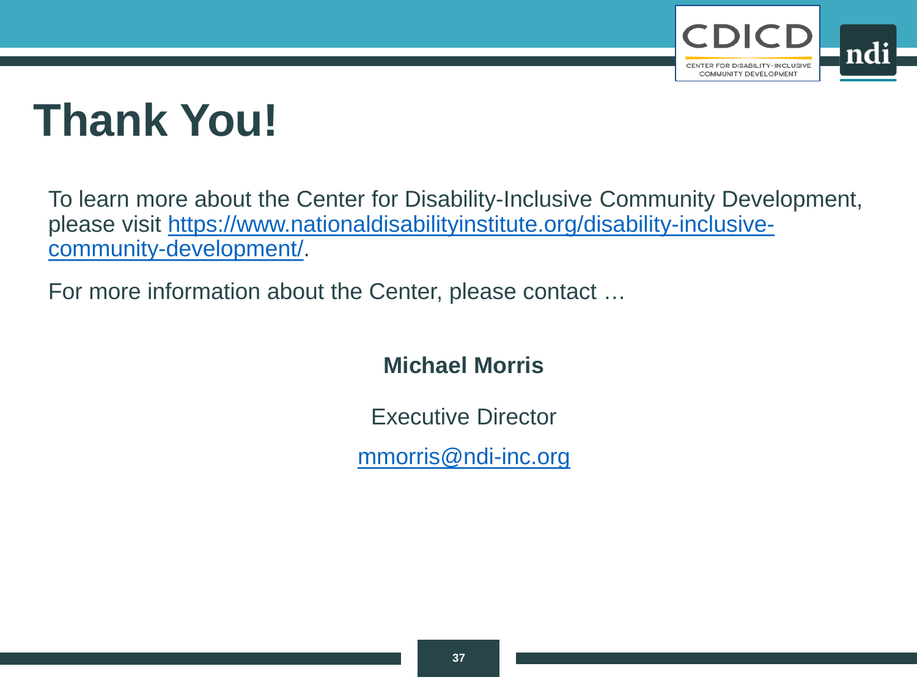# Thank You!

To learn more about the Center for Disability-Inclusive Community Development, please visit [https://www.nationaldisabilityinstitute.org/disability-inclusive-community-development/](https://www.nationaldisabilityinstitute.org/disability-inclusive-community-development/).

For more information about the Center, please contact …

**Michael Morris**

Executive Director

[mmorris@ndi-inc.org](mailto:mmorris@ndi-inc.org)